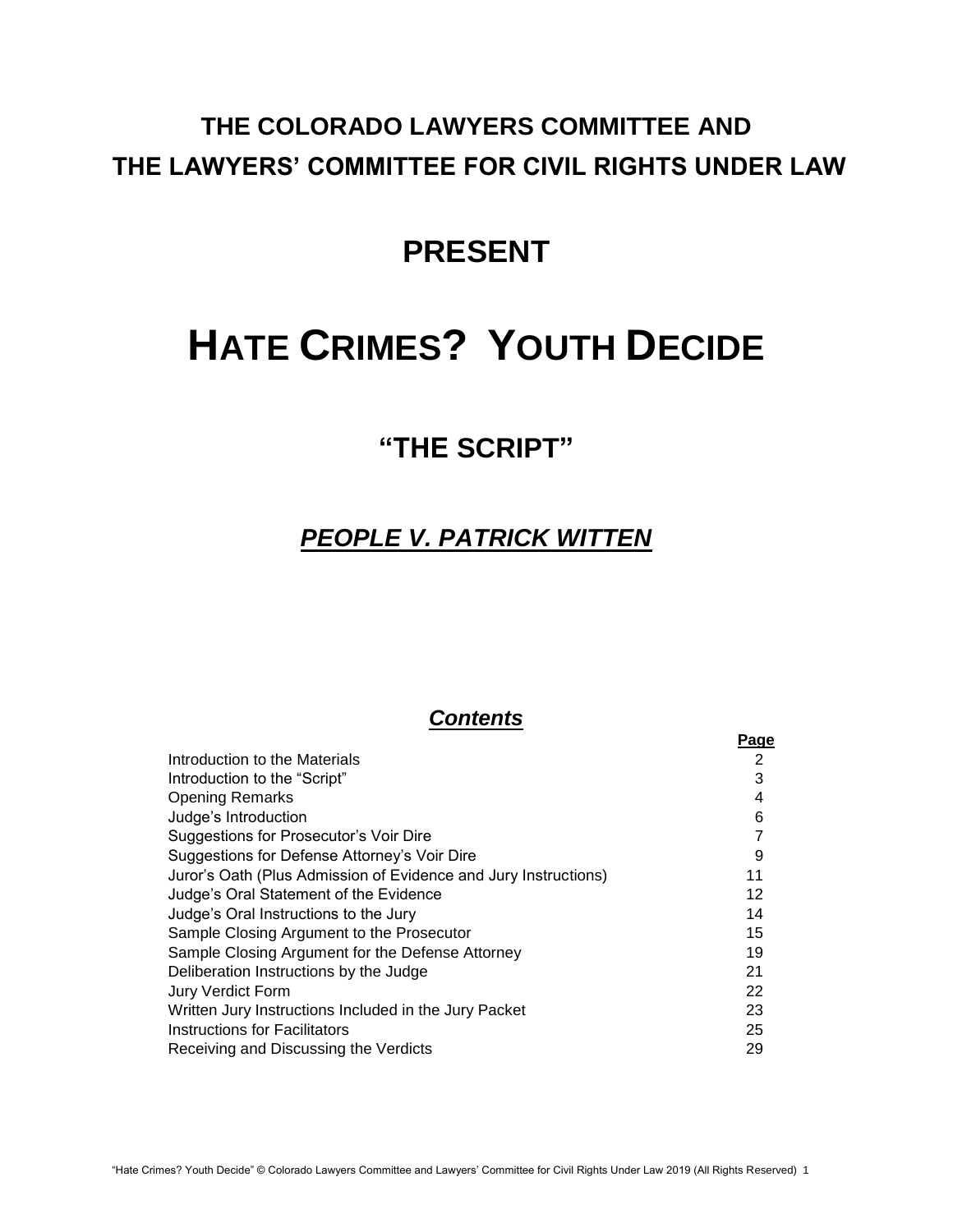## THE COLORADO LAWYERS COMMITTEE AND THE LAWYERS' COMMITTEE FOR CIVIL RIGHTS UNDER LAW

## PRESENT

# HATE CRIMES? YOUTH DECIDE

## "THE SCRIPT"

## ***PEOPLE V. PATRICK WITTEN***

### ***Contents***

| | **Page** |
|---|---|
| Introduction to the Materials | 2 |
| Introduction to the "Script" | 3 |
| Opening Remarks | 4 |
| Judge's Introduction | 6 |
| Suggestions for Prosecutor's Voir Dire | 7 |
| Suggestions for Defense Attorney's Voir Dire | 9 |
| Juror's Oath (Plus Admission of Evidence and Jury Instructions) | 11 |
| Judge's Oral Statement of the Evidence | 12 |
| Judge's Oral Instructions to the Jury | 14 |
| Sample Closing Argument to the Prosecutor | 15 |
| Sample Closing Argument for the Defense Attorney | 19 |
| Deliberation Instructions by the Judge | 21 |
| Jury Verdict Form | 22 |
| Written Jury Instructions Included in the Jury Packet | 23 |
| Instructions for Facilitators | 25 |
| Receiving and Discussing the Verdicts | 29 |

"Hate Crimes? Youth Decide" © Colorado Lawyers Committee and Lawyers' Committee for Civil Rights Under Law 2019 (All Rights Reserved)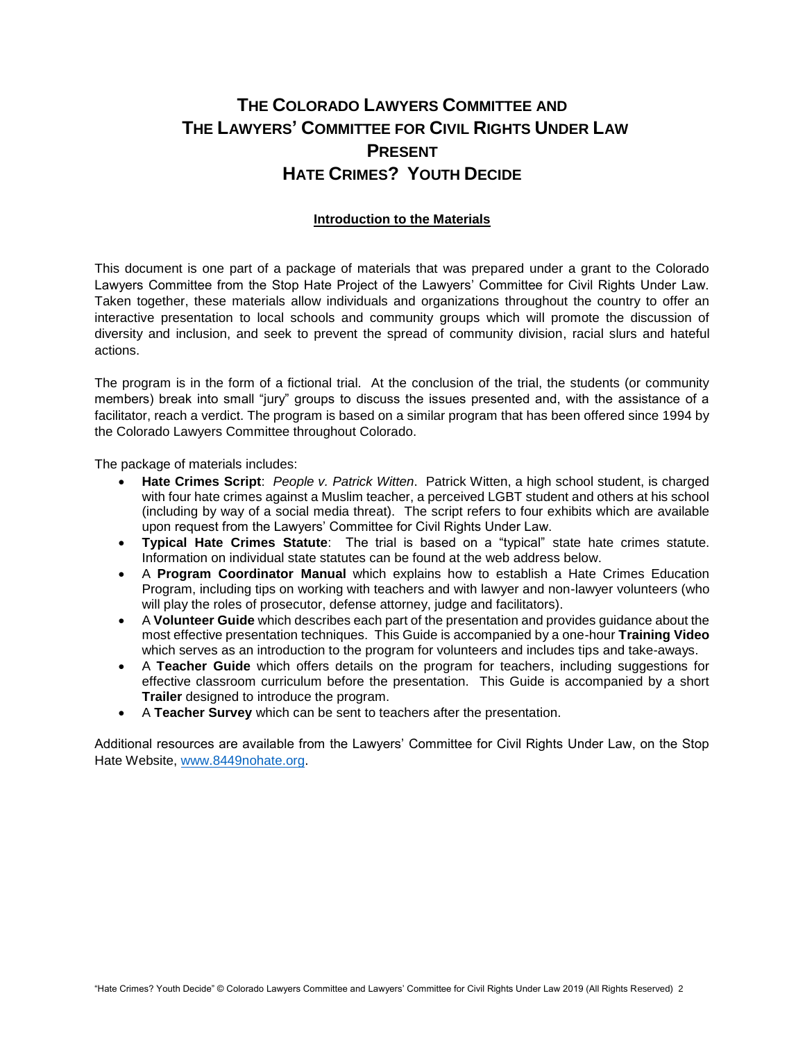# THE COLORADO LAWYERS COMMITTEE AND THE LAWYERS' COMMITTEE FOR CIVIL RIGHTS UNDER LAW PRESENT HATE CRIMES? YOUTH DECIDE

## Introduction to the Materials

This document is one part of a package of materials that was prepared under a grant to the Colorado Lawyers Committee from the Stop Hate Project of the Lawyers' Committee for Civil Rights Under Law. Taken together, these materials allow individuals and organizations throughout the country to offer an interactive presentation to local schools and community groups which will promote the discussion of diversity and inclusion, and seek to prevent the spread of community division, racial slurs and hateful actions.

The program is in the form of a fictional trial. At the conclusion of the trial, the students (or community members) break into small "jury" groups to discuss the issues presented and, with the assistance of a facilitator, reach a verdict. The program is based on a similar program that has been offered since 1994 by the Colorado Lawyers Committee throughout Colorado.

The package of materials includes:

- **Hate Crimes Script**: *People v. Patrick Witten*. Patrick Witten, a high school student, is charged with four hate crimes against a Muslim teacher, a perceived LGBT student and others at his school (including by way of a social media threat). The script refers to four exhibits which are available upon request from the Lawyers' Committee for Civil Rights Under Law.
- **Typical Hate Crimes Statute**: The trial is based on a "typical" state hate crimes statute. Information on individual state statutes can be found at the web address below.
- A **Program Coordinator Manual** which explains how to establish a Hate Crimes Education Program, including tips on working with teachers and with lawyer and non-lawyer volunteers (who will play the roles of prosecutor, defense attorney, judge and facilitators).
- A **Volunteer Guide** which describes each part of the presentation and provides guidance about the most effective presentation techniques. This Guide is accompanied by a one-hour **Training Video** which serves as an introduction to the program for volunteers and includes tips and take-aways.
- A **Teacher Guide** which offers details on the program for teachers, including suggestions for effective classroom curriculum before the presentation. This Guide is accompanied by a short **Trailer** designed to introduce the program.
- A **Teacher Survey** which can be sent to teachers after the presentation.

Additional resources are available from the Lawyers' Committee for Civil Rights Under Law, on the Stop Hate Website, www.8449nohate.org.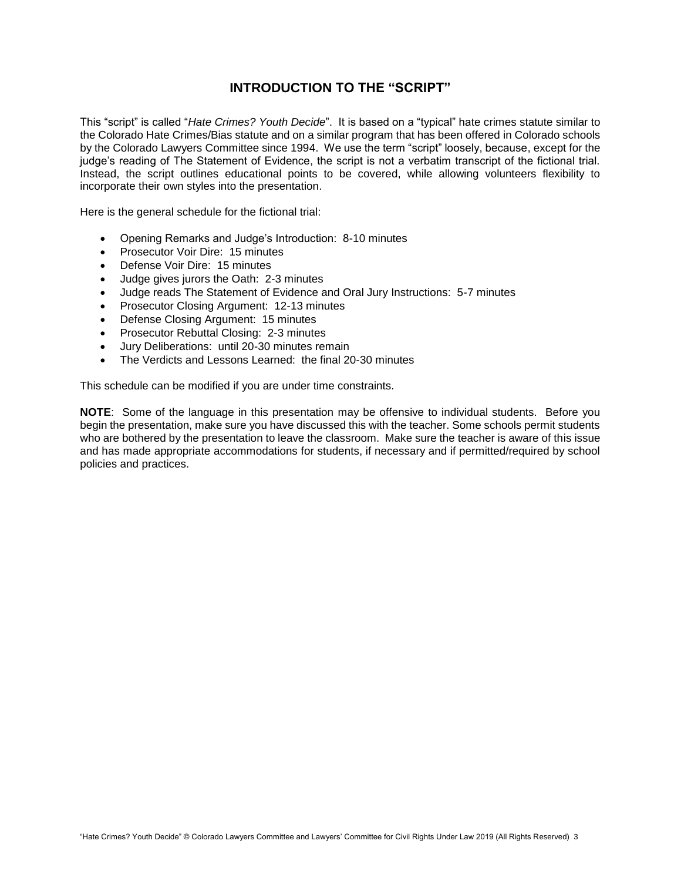## INTRODUCTION TO THE "SCRIPT"

This "script" is called "*Hate Crimes? Youth Decide*". It is based on a "typical" hate crimes statute similar to the Colorado Hate Crimes/Bias statute and on a similar program that has been offered in Colorado schools by the Colorado Lawyers Committee since 1994. We use the term "script" loosely, because, except for the judge's reading of The Statement of Evidence, the script is not a verbatim transcript of the fictional trial. Instead, the script outlines educational points to be covered, while allowing volunteers flexibility to incorporate their own styles into the presentation.

Here is the general schedule for the fictional trial:

- Opening Remarks and Judge's Introduction: 8-10 minutes
- Prosecutor Voir Dire: 15 minutes
- Defense Voir Dire: 15 minutes
- Judge gives jurors the Oath: 2-3 minutes
- Judge reads The Statement of Evidence and Oral Jury Instructions: 5-7 minutes
- Prosecutor Closing Argument: 12-13 minutes
- Defense Closing Argument: 15 minutes
- Prosecutor Rebuttal Closing: 2-3 minutes
- Jury Deliberations: until 20-30 minutes remain
- The Verdicts and Lessons Learned: the final 20-30 minutes

This schedule can be modified if you are under time constraints.

**NOTE**: Some of the language in this presentation may be offensive to individual students. Before you begin the presentation, make sure you have discussed this with the teacher. Some schools permit students who are bothered by the presentation to leave the classroom. Make sure the teacher is aware of this issue and has made appropriate accommodations for students, if necessary and if permitted/required by school policies and practices.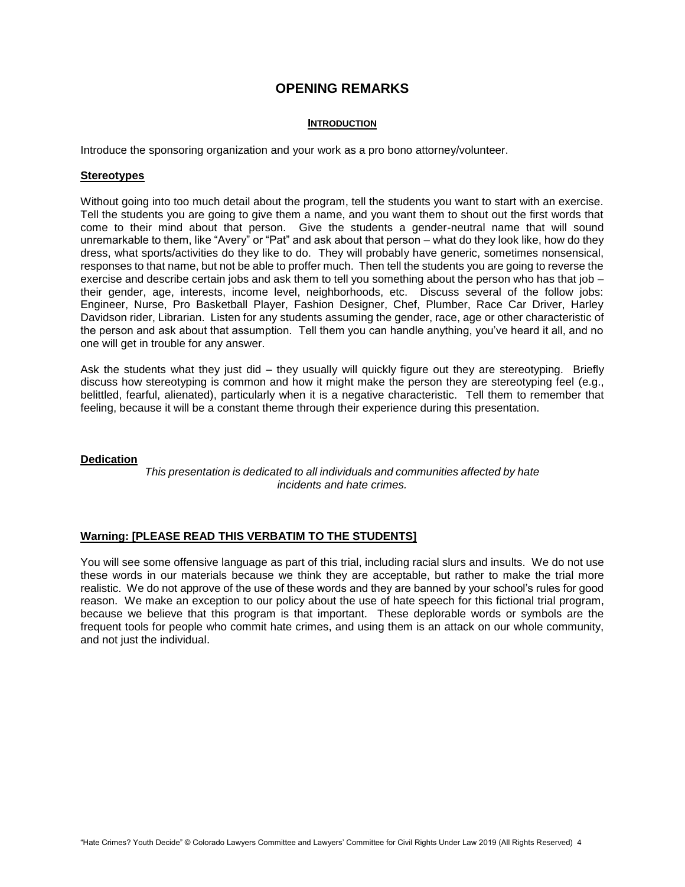# OPENING REMARKS

## INTRODUCTION

Introduce the sponsoring organization and your work as a pro bono attorney/volunteer.

**Stereotypes**

Without going into too much detail about the program, tell the students you want to start with an exercise. Tell the students you are going to give them a name, and you want them to shout out the first words that come to their mind about that person. Give the students a gender-neutral name that will sound unremarkable to them, like "Avery" or "Pat" and ask about that person – what do they look like, how do they dress, what sports/activities do they like to do. They will probably have generic, sometimes nonsensical, responses to that name, but not be able to proffer much. Then tell the students you are going to reverse the exercise and describe certain jobs and ask them to tell you something about the person who has that job – their gender, age, interests, income level, neighborhoods, etc. Discuss several of the follow jobs: Engineer, Nurse, Pro Basketball Player, Fashion Designer, Chef, Plumber, Race Car Driver, Harley Davidson rider, Librarian. Listen for any students assuming the gender, race, age or other characteristic of the person and ask about that assumption. Tell them you can handle anything, you've heard it all, and no one will get in trouble for any answer.

Ask the students what they just did – they usually will quickly figure out they are stereotyping. Briefly discuss how stereotyping is common and how it might make the person they are stereotyping feel (e.g., belittled, fearful, alienated), particularly when it is a negative characteristic. Tell them to remember that feeling, because it will be a constant theme through their experience during this presentation.

**Dedication**

*This presentation is dedicated to all individuals and communities affected by hate incidents and hate crimes.*

**Warning: [PLEASE READ THIS VERBATIM TO THE STUDENTS]**

You will see some offensive language as part of this trial, including racial slurs and insults. We do not use these words in our materials because we think they are acceptable, but rather to make the trial more realistic. We do not approve of the use of these words and they are banned by your school's rules for good reason. We make an exception to our policy about the use of hate speech for this fictional trial program, because we believe that this program is that important. These deplorable words or symbols are the frequent tools for people who commit hate crimes, and using them is an attack on our whole community, and not just the individual.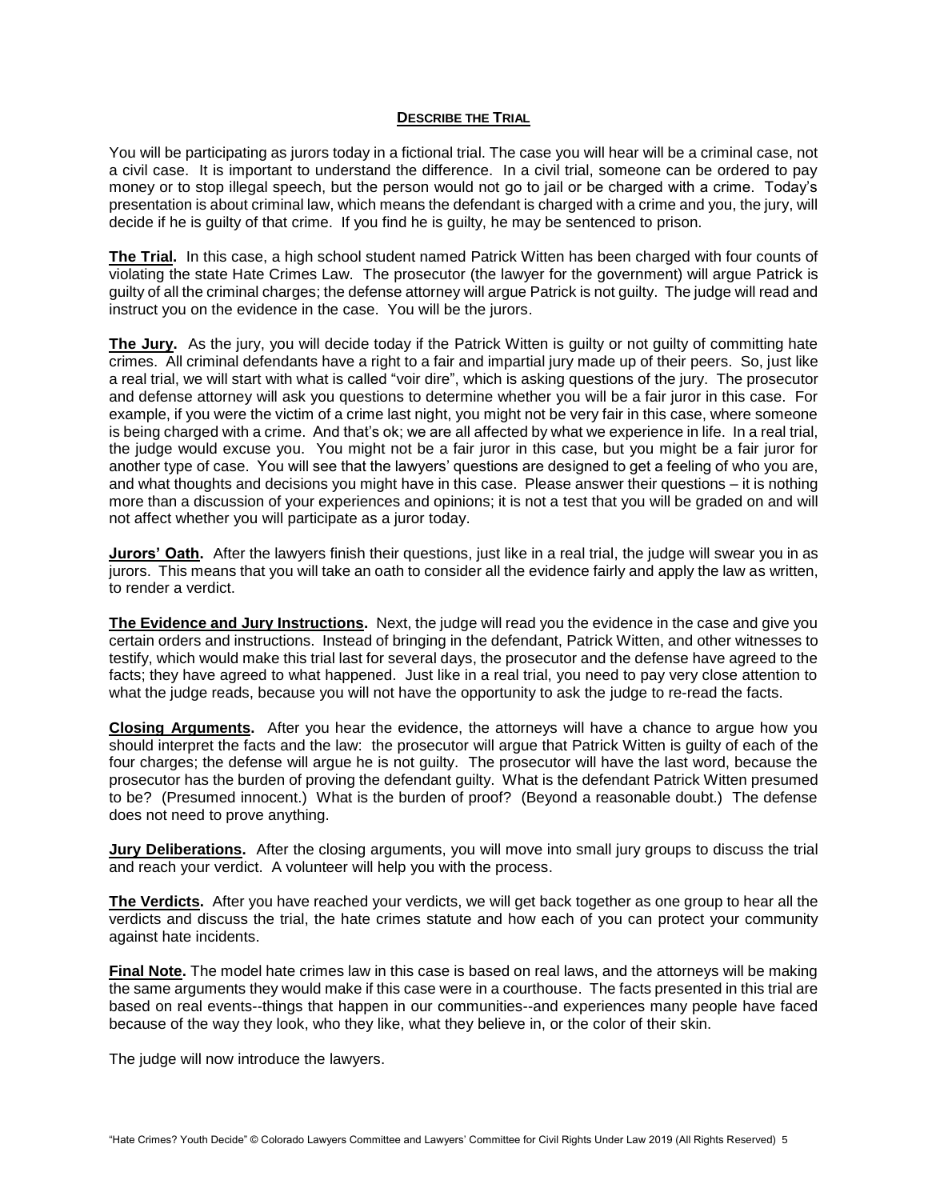## DESCRIBE THE TRIAL

You will be participating as jurors today in a fictional trial. The case you will hear will be a criminal case, not a civil case. It is important to understand the difference. In a civil trial, someone can be ordered to pay money or to stop illegal speech, but the person would not go to jail or be charged with a crime. Today's presentation is about criminal law, which means the defendant is charged with a crime and you, the jury, will decide if he is guilty of that crime. If you find he is guilty, he may be sentenced to prison.

**The Trial.** In this case, a high school student named Patrick Witten has been charged with four counts of violating the state Hate Crimes Law. The prosecutor (the lawyer for the government) will argue Patrick is guilty of all the criminal charges; the defense attorney will argue Patrick is not guilty. The judge will read and instruct you on the evidence in the case. You will be the jurors.

**The Jury.** As the jury, you will decide today if the Patrick Witten is guilty or not guilty of committing hate crimes. All criminal defendants have a right to a fair and impartial jury made up of their peers. So, just like a real trial, we will start with what is called "voir dire", which is asking questions of the jury. The prosecutor and defense attorney will ask you questions to determine whether you will be a fair juror in this case. For example, if you were the victim of a crime last night, you might not be very fair in this case, where someone is being charged with a crime. And that's ok; we are all affected by what we experience in life. In a real trial, the judge would excuse you. You might not be a fair juror in this case, but you might be a fair juror for another type of case. You will see that the lawyers' questions are designed to get a feeling of who you are, and what thoughts and decisions you might have in this case. Please answer their questions – it is nothing more than a discussion of your experiences and opinions; it is not a test that you will be graded on and will not affect whether you will participate as a juror today.

**Jurors' Oath.** After the lawyers finish their questions, just like in a real trial, the judge will swear you in as jurors. This means that you will take an oath to consider all the evidence fairly and apply the law as written, to render a verdict.

**The Evidence and Jury Instructions.** Next, the judge will read you the evidence in the case and give you certain orders and instructions. Instead of bringing in the defendant, Patrick Witten, and other witnesses to testify, which would make this trial last for several days, the prosecutor and the defense have agreed to the facts; they have agreed to what happened. Just like in a real trial, you need to pay very close attention to what the judge reads, because you will not have the opportunity to ask the judge to re-read the facts.

**Closing Arguments.** After you hear the evidence, the attorneys will have a chance to argue how you should interpret the facts and the law: the prosecutor will argue that Patrick Witten is guilty of each of the four charges; the defense will argue he is not guilty. The prosecutor will have the last word, because the prosecutor has the burden of proving the defendant guilty. What is the defendant Patrick Witten presumed to be? (Presumed innocent.) What is the burden of proof? (Beyond a reasonable doubt.) The defense does not need to prove anything.

**Jury Deliberations.** After the closing arguments, you will move into small jury groups to discuss the trial and reach your verdict. A volunteer will help you with the process.

**The Verdicts.** After you have reached your verdicts, we will get back together as one group to hear all the verdicts and discuss the trial, the hate crimes statute and how each of you can protect your community against hate incidents.

**Final Note.** The model hate crimes law in this case is based on real laws, and the attorneys will be making the same arguments they would make if this case were in a courthouse. The facts presented in this trial are based on real events--things that happen in our communities--and experiences many people have faced because of the way they look, who they like, what they believe in, or the color of their skin.

The judge will now introduce the lawyers.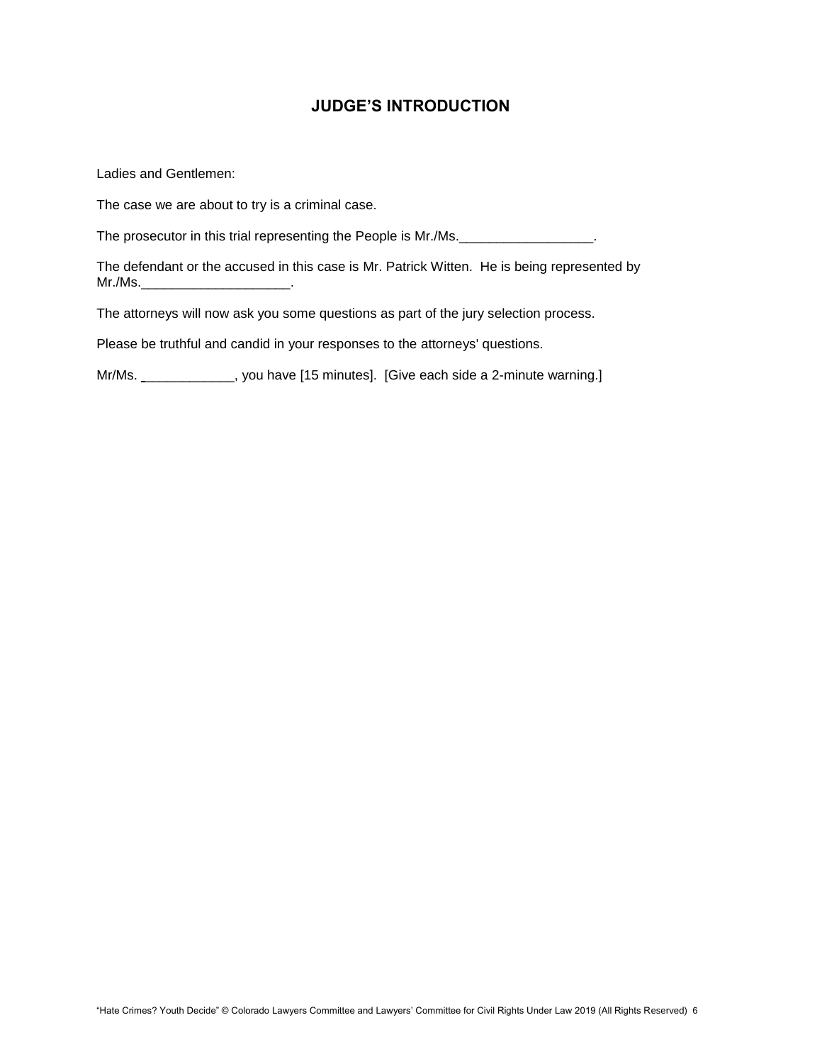## JUDGE'S INTRODUCTION

Ladies and Gentlemen:

The case we are about to try is a criminal case.

The prosecutor in this trial representing the People is Mr./Ms.__________________.

The defendant or the accused in this case is Mr. Patrick Witten. He is being represented by Mr./Ms.____________________.

The attorneys will now ask you some questions as part of the jury selection process.

Please be truthful and candid in your responses to the attorneys' questions.

Mr/Ms. ____________, you have [15 minutes]. [Give each side a 2-minute warning.]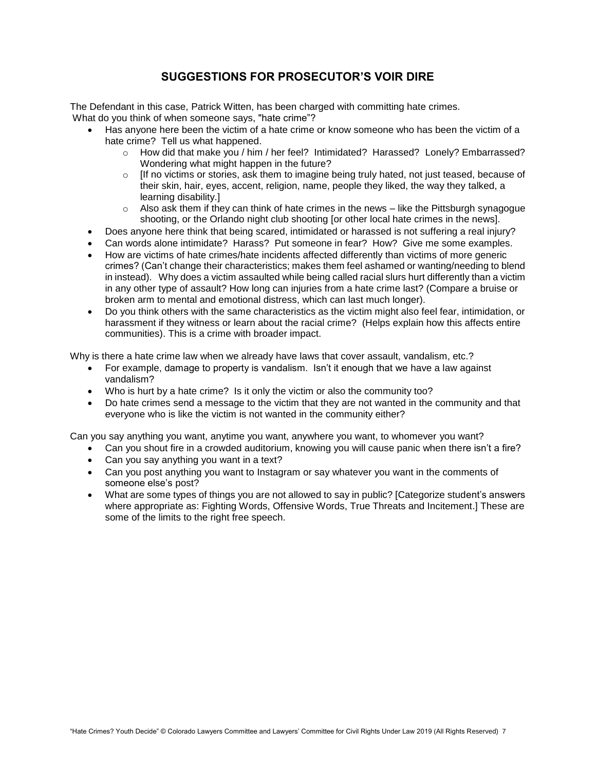## SUGGESTIONS FOR PROSECUTOR'S VOIR DIRE

The Defendant in this case, Patrick Witten, has been charged with committing hate crimes. What do you think of when someone says, "hate crime"?

- Has anyone here been the victim of a hate crime or know someone who has been the victim of a hate crime? Tell us what happened.
  - How did that make you / him / her feel? Intimidated? Harassed? Lonely? Embarrassed? Wondering what might happen in the future?
  - [If no victims or stories, ask them to imagine being truly hated, not just teased, because of their skin, hair, eyes, accent, religion, name, people they liked, the way they talked, a learning disability.]
  - Also ask them if they can think of hate crimes in the news – like the Pittsburgh synagogue shooting, or the Orlando night club shooting [or other local hate crimes in the news].
- Does anyone here think that being scared, intimidated or harassed is not suffering a real injury?
- Can words alone intimidate? Harass? Put someone in fear? How? Give me some examples.
- How are victims of hate crimes/hate incidents affected differently than victims of more generic crimes? (Can't change their characteristics; makes them feel ashamed or wanting/needing to blend in instead). Why does a victim assaulted while being called racial slurs hurt differently than a victim in any other type of assault? How long can injuries from a hate crime last? (Compare a bruise or broken arm to mental and emotional distress, which can last much longer).
- Do you think others with the same characteristics as the victim might also feel fear, intimidation, or harassment if they witness or learn about the racial crime? (Helps explain how this affects entire communities). This is a crime with broader impact.

Why is there a hate crime law when we already have laws that cover assault, vandalism, etc.?

- For example, damage to property is vandalism. Isn't it enough that we have a law against vandalism?
- Who is hurt by a hate crime? Is it only the victim or also the community too?
- Do hate crimes send a message to the victim that they are not wanted in the community and that everyone who is like the victim is not wanted in the community either?

Can you say anything you want, anytime you want, anywhere you want, to whomever you want?

- Can you shout fire in a crowded auditorium, knowing you will cause panic when there isn't a fire?
- Can you say anything you want in a text?
- Can you post anything you want to Instagram or say whatever you want in the comments of someone else's post?
- What are some types of things you are not allowed to say in public? [Categorize student's answers where appropriate as: Fighting Words, Offensive Words, True Threats and Incitement.] These are some of the limits to the right free speech.

"Hate Crimes? Youth Decide" © Colorado Lawyers Committee and Lawyers' Committee for Civil Rights Under Law 2019 (All Rights Reserved)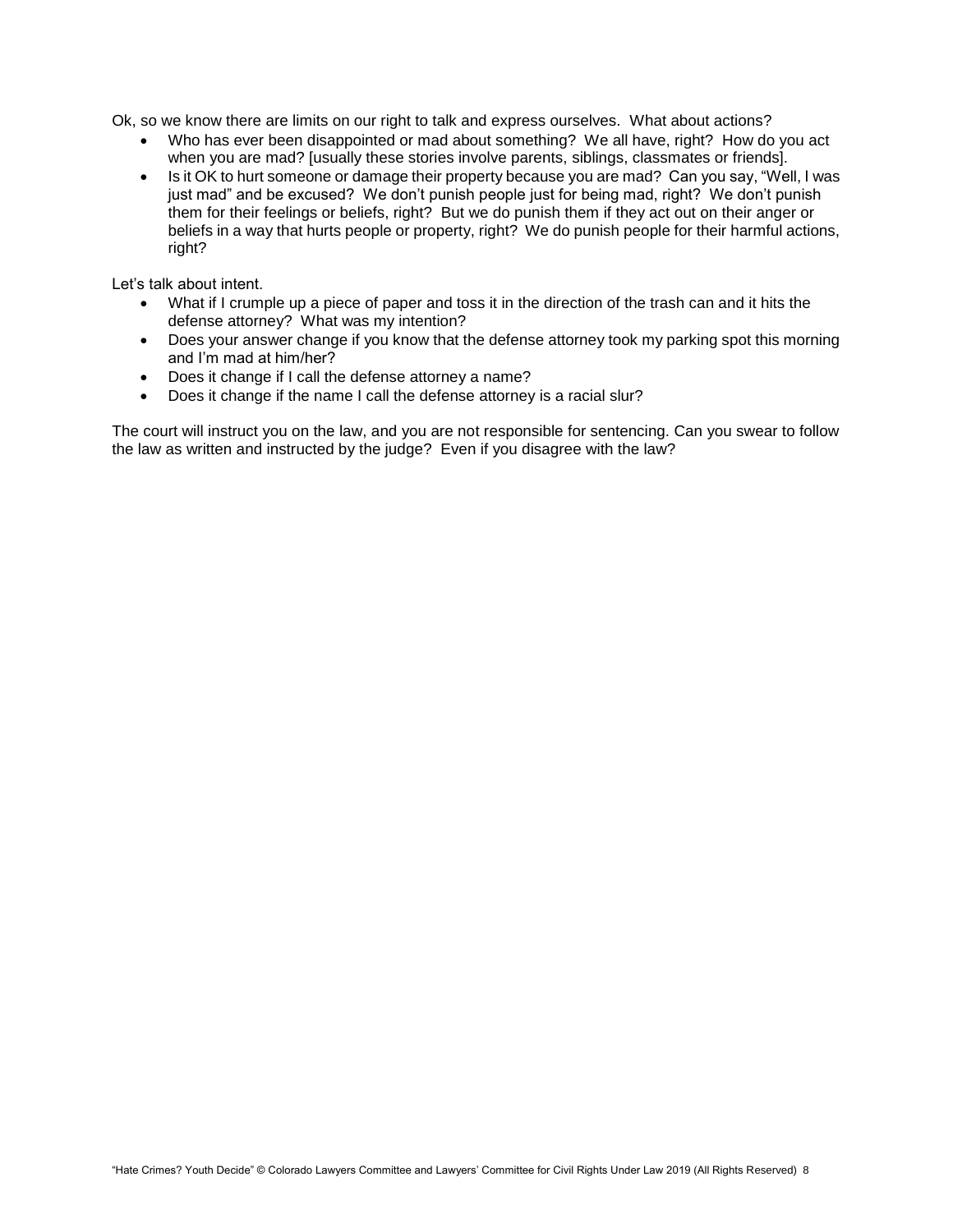Ok, so we know there are limits on our right to talk and express ourselves. What about actions?

- Who has ever been disappointed or mad about something? We all have, right? How do you act when you are mad? [usually these stories involve parents, siblings, classmates or friends].
- Is it OK to hurt someone or damage their property because you are mad? Can you say, "Well, I was just mad" and be excused? We don't punish people just for being mad, right? We don't punish them for their feelings or beliefs, right? But we do punish them if they act out on their anger or beliefs in a way that hurts people or property, right? We do punish people for their harmful actions, right?

Let's talk about intent.

- What if I crumple up a piece of paper and toss it in the direction of the trash can and it hits the defense attorney? What was my intention?
- Does your answer change if you know that the defense attorney took my parking spot this morning and I'm mad at him/her?
- Does it change if I call the defense attorney a name?
- Does it change if the name I call the defense attorney is a racial slur?

The court will instruct you on the law, and you are not responsible for sentencing. Can you swear to follow the law as written and instructed by the judge? Even if you disagree with the law?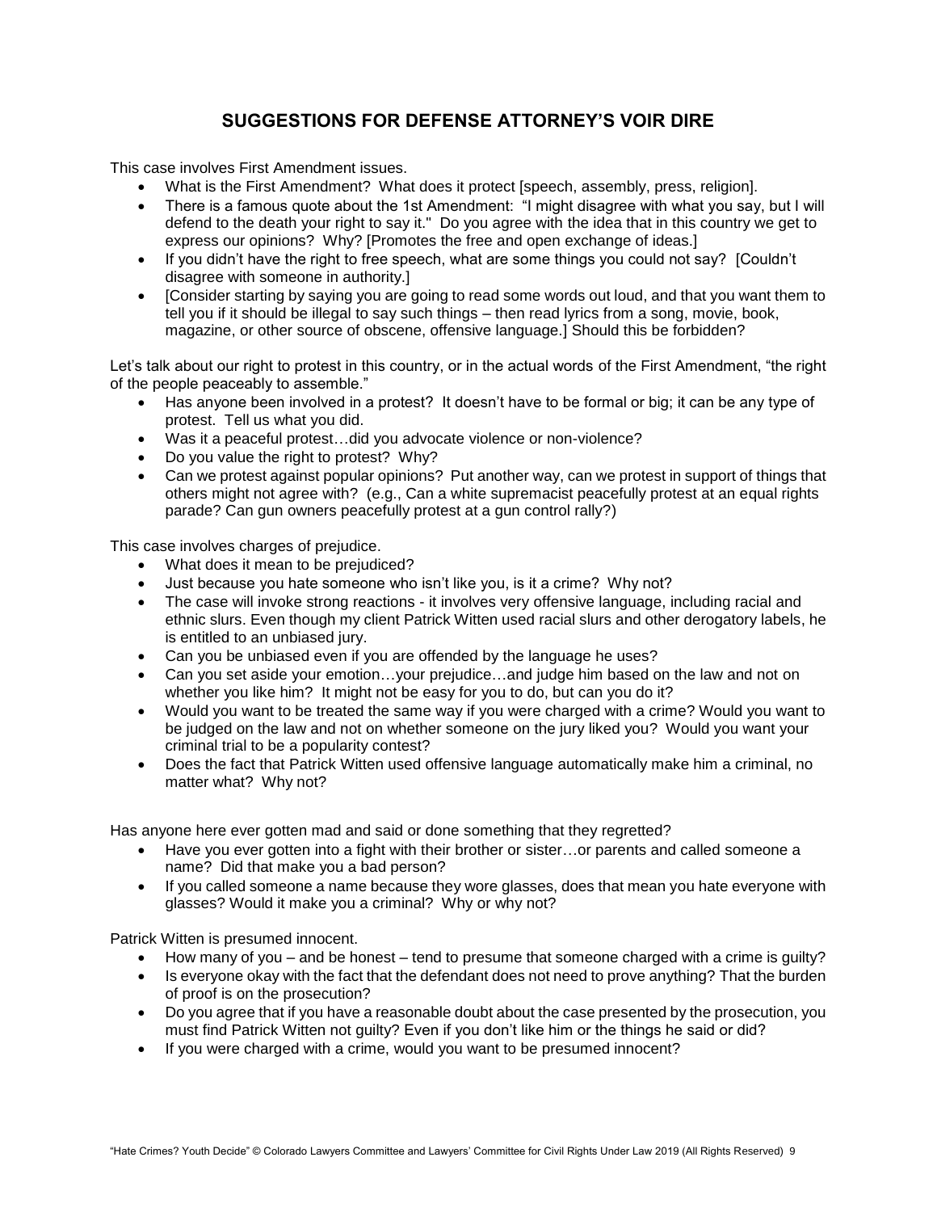## SUGGESTIONS FOR DEFENSE ATTORNEY'S VOIR DIRE

This case involves First Amendment issues.

- What is the First Amendment? What does it protect [speech, assembly, press, religion].
- There is a famous quote about the 1st Amendment: "I might disagree with what you say, but I will defend to the death your right to say it." Do you agree with the idea that in this country we get to express our opinions? Why? [Promotes the free and open exchange of ideas.]
- If you didn't have the right to free speech, what are some things you could not say? [Couldn't disagree with someone in authority.]
- [Consider starting by saying you are going to read some words out loud, and that you want them to tell you if it should be illegal to say such things – then read lyrics from a song, movie, book, magazine, or other source of obscene, offensive language.] Should this be forbidden?

Let's talk about our right to protest in this country, or in the actual words of the First Amendment, "the right of the people peaceably to assemble."

- Has anyone been involved in a protest? It doesn't have to be formal or big; it can be any type of protest. Tell us what you did.
- Was it a peaceful protest…did you advocate violence or non-violence?
- Do you value the right to protest? Why?
- Can we protest against popular opinions? Put another way, can we protest in support of things that others might not agree with? (e.g., Can a white supremacist peacefully protest at an equal rights parade? Can gun owners peacefully protest at a gun control rally?)

This case involves charges of prejudice.

- What does it mean to be prejudiced?
- Just because you hate someone who isn't like you, is it a crime? Why not?
- The case will invoke strong reactions - it involves very offensive language, including racial and ethnic slurs. Even though my client Patrick Witten used racial slurs and other derogatory labels, he is entitled to an unbiased jury.
- Can you be unbiased even if you are offended by the language he uses?
- Can you set aside your emotion…your prejudice…and judge him based on the law and not on whether you like him? It might not be easy for you to do, but can you do it?
- Would you want to be treated the same way if you were charged with a crime? Would you want to be judged on the law and not on whether someone on the jury liked you? Would you want your criminal trial to be a popularity contest?
- Does the fact that Patrick Witten used offensive language automatically make him a criminal, no matter what? Why not?

Has anyone here ever gotten mad and said or done something that they regretted?

- Have you ever gotten into a fight with their brother or sister…or parents and called someone a name? Did that make you a bad person?
- If you called someone a name because they wore glasses, does that mean you hate everyone with glasses? Would it make you a criminal? Why or why not?

Patrick Witten is presumed innocent.

- How many of you – and be honest – tend to presume that someone charged with a crime is guilty?
- Is everyone okay with the fact that the defendant does not need to prove anything? That the burden of proof is on the prosecution?
- Do you agree that if you have a reasonable doubt about the case presented by the prosecution, you must find Patrick Witten not guilty? Even if you don't like him or the things he said or did?
- If you were charged with a crime, would you want to be presumed innocent?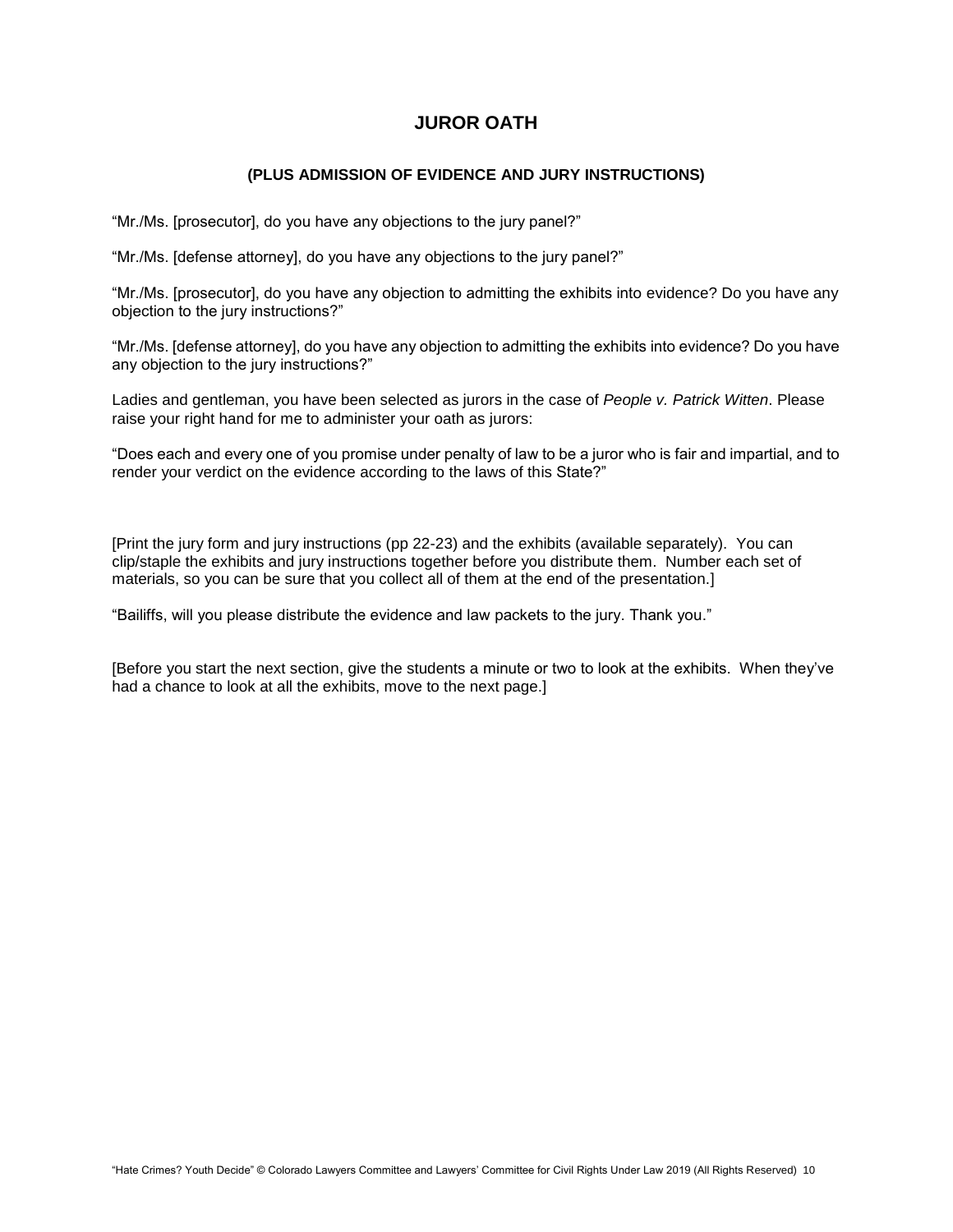# JUROR OATH

### (PLUS ADMISSION OF EVIDENCE AND JURY INSTRUCTIONS)

"Mr./Ms. [prosecutor], do you have any objections to the jury panel?"

"Mr./Ms. [defense attorney], do you have any objections to the jury panel?"

"Mr./Ms. [prosecutor], do you have any objection to admitting the exhibits into evidence? Do you have any objection to the jury instructions?"

"Mr./Ms. [defense attorney], do you have any objection to admitting the exhibits into evidence? Do you have any objection to the jury instructions?"

Ladies and gentleman, you have been selected as jurors in the case of *People v. Patrick Witten*. Please raise your right hand for me to administer your oath as jurors:

"Does each and every one of you promise under penalty of law to be a juror who is fair and impartial, and to render your verdict on the evidence according to the laws of this State?"

[Print the jury form and jury instructions (pp 22-23) and the exhibits (available separately). You can clip/staple the exhibits and jury instructions together before you distribute them. Number each set of materials, so you can be sure that you collect all of them at the end of the presentation.]

"Bailiffs, will you please distribute the evidence and law packets to the jury. Thank you."

[Before you start the next section, give the students a minute or two to look at the exhibits. When they've had a chance to look at all the exhibits, move to the next page.]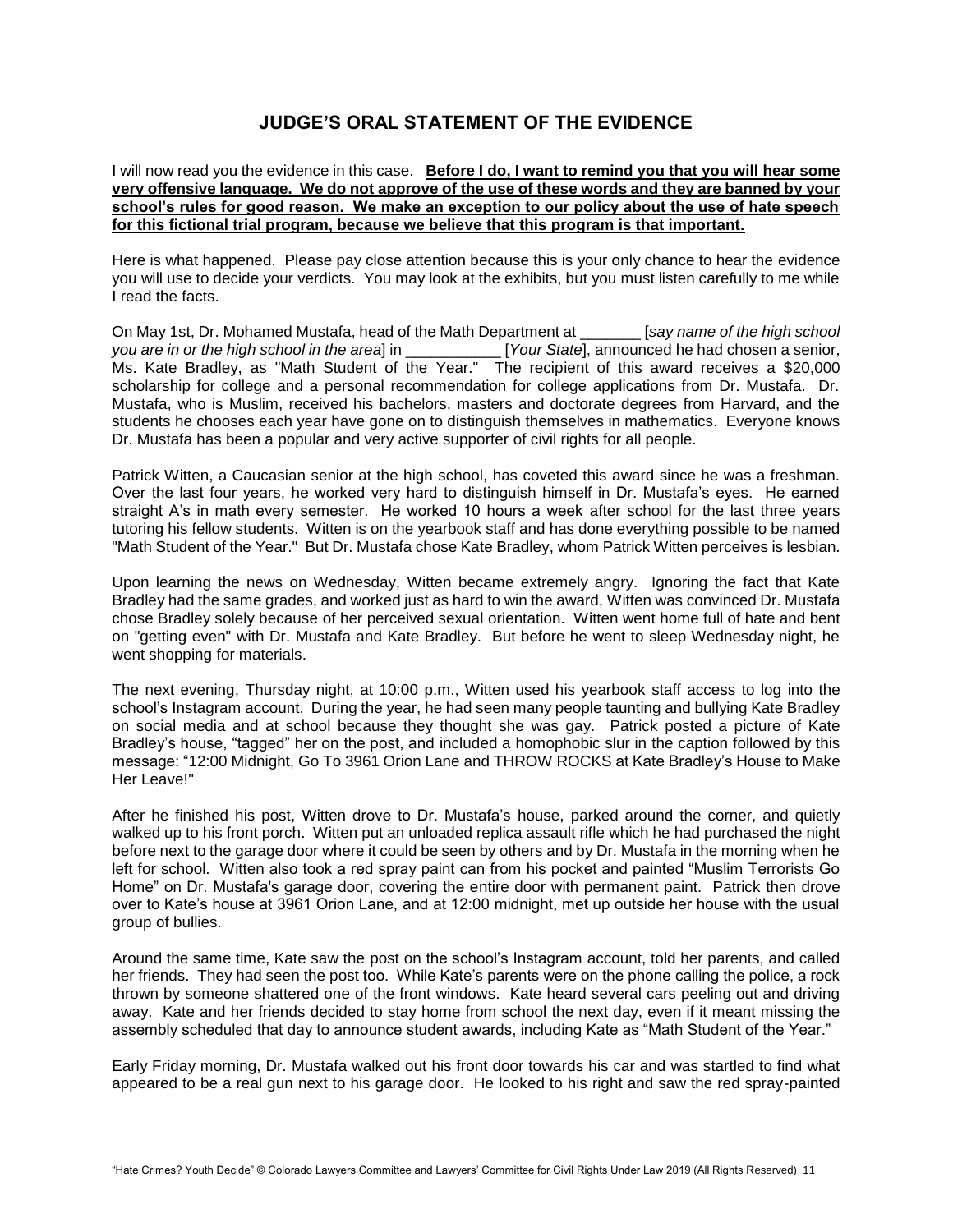## JUDGE'S ORAL STATEMENT OF THE EVIDENCE

I will now read you the evidence in this case. **Before I do, I want to remind you that you will hear some very offensive language. We do not approve of the use of these words and they are banned by your school's rules for good reason. We make an exception to our policy about the use of hate speech for this fictional trial program, because we believe that this program is that important.**

Here is what happened. Please pay close attention because this is your only chance to hear the evidence you will use to decide your verdicts. You may look at the exhibits, but you must listen carefully to me while I read the facts.

On May 1st, Dr. Mohamed Mustafa, head of the Math Department at _______ [*say name of the high school you are in or the high school in the area*] in ___________ [*Your State*], announced he had chosen a senior, Ms. Kate Bradley, as "Math Student of the Year." The recipient of this award receives a $20,000 scholarship for college and a personal recommendation for college applications from Dr. Mustafa. Dr. Mustafa, who is Muslim, received his bachelors, masters and doctorate degrees from Harvard, and the students he chooses each year have gone on to distinguish themselves in mathematics. Everyone knows Dr. Mustafa has been a popular and very active supporter of civil rights for all people.

Patrick Witten, a Caucasian senior at the high school, has coveted this award since he was a freshman. Over the last four years, he worked very hard to distinguish himself in Dr. Mustafa's eyes. He earned straight A's in math every semester. He worked 10 hours a week after school for the last three years tutoring his fellow students. Witten is on the yearbook staff and has done everything possible to be named "Math Student of the Year." But Dr. Mustafa chose Kate Bradley, whom Patrick Witten perceives is lesbian.

Upon learning the news on Wednesday, Witten became extremely angry. Ignoring the fact that Kate Bradley had the same grades, and worked just as hard to win the award, Witten was convinced Dr. Mustafa chose Bradley solely because of her perceived sexual orientation. Witten went home full of hate and bent on "getting even" with Dr. Mustafa and Kate Bradley. But before he went to sleep Wednesday night, he went shopping for materials.

The next evening, Thursday night, at 10:00 p.m., Witten used his yearbook staff access to log into the school's Instagram account. During the year, he had seen many people taunting and bullying Kate Bradley on social media and at school because they thought she was gay. Patrick posted a picture of Kate Bradley's house, "tagged" her on the post, and included a homophobic slur in the caption followed by this message: "12:00 Midnight, Go To 3961 Orion Lane and THROW ROCKS at Kate Bradley's House to Make Her Leave!"

After he finished his post, Witten drove to Dr. Mustafa's house, parked around the corner, and quietly walked up to his front porch. Witten put an unloaded replica assault rifle which he had purchased the night before next to the garage door where it could be seen by others and by Dr. Mustafa in the morning when he left for school. Witten also took a red spray paint can from his pocket and painted "Muslim Terrorists Go Home" on Dr. Mustafa's garage door, covering the entire door with permanent paint. Patrick then drove over to Kate's house at 3961 Orion Lane, and at 12:00 midnight, met up outside her house with the usual group of bullies.

Around the same time, Kate saw the post on the school's Instagram account, told her parents, and called her friends. They had seen the post too. While Kate's parents were on the phone calling the police, a rock thrown by someone shattered one of the front windows. Kate heard several cars peeling out and driving away. Kate and her friends decided to stay home from school the next day, even if it meant missing the assembly scheduled that day to announce student awards, including Kate as "Math Student of the Year."

Early Friday morning, Dr. Mustafa walked out his front door towards his car and was startled to find what appeared to be a real gun next to his garage door. He looked to his right and saw the red spray-painted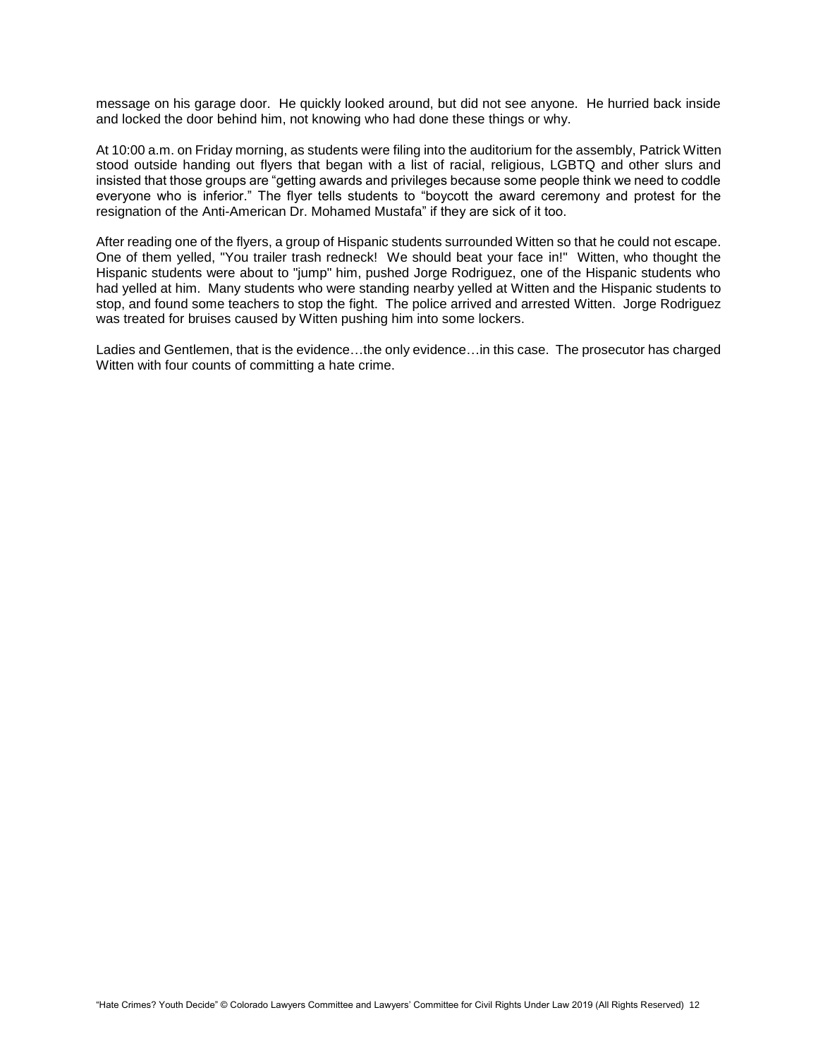message on his garage door. He quickly looked around, but did not see anyone. He hurried back inside and locked the door behind him, not knowing who had done these things or why.

At 10:00 a.m. on Friday morning, as students were filing into the auditorium for the assembly, Patrick Witten stood outside handing out flyers that began with a list of racial, religious, LGBTQ and other slurs and insisted that those groups are "getting awards and privileges because some people think we need to coddle everyone who is inferior." The flyer tells students to "boycott the award ceremony and protest for the resignation of the Anti-American Dr. Mohamed Mustafa" if they are sick of it too.

After reading one of the flyers, a group of Hispanic students surrounded Witten so that he could not escape. One of them yelled, "You trailer trash redneck! We should beat your face in!" Witten, who thought the Hispanic students were about to "jump" him, pushed Jorge Rodriguez, one of the Hispanic students who had yelled at him. Many students who were standing nearby yelled at Witten and the Hispanic students to stop, and found some teachers to stop the fight. The police arrived and arrested Witten. Jorge Rodriguez was treated for bruises caused by Witten pushing him into some lockers.

Ladies and Gentlemen, that is the evidence…the only evidence…in this case. The prosecutor has charged Witten with four counts of committing a hate crime.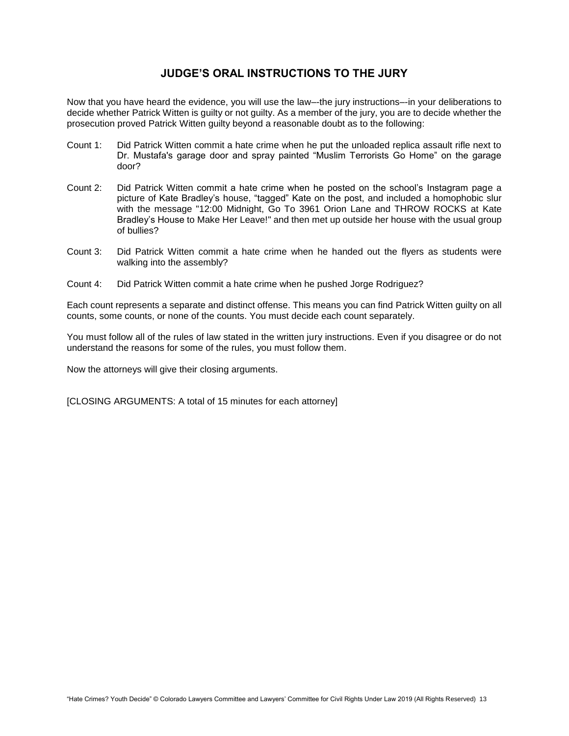## JUDGE'S ORAL INSTRUCTIONS TO THE JURY

Now that you have heard the evidence, you will use the law–-the jury instructions–-in your deliberations to decide whether Patrick Witten is guilty or not guilty. As a member of the jury, you are to decide whether the prosecution proved Patrick Witten guilty beyond a reasonable doubt as to the following:

Count 1: Did Patrick Witten commit a hate crime when he put the unloaded replica assault rifle next to Dr. Mustafa's garage door and spray painted "Muslim Terrorists Go Home" on the garage door?

Count 2: Did Patrick Witten commit a hate crime when he posted on the school's Instagram page a picture of Kate Bradley's house, "tagged" Kate on the post, and included a homophobic slur with the message "12:00 Midnight, Go To 3961 Orion Lane and THROW ROCKS at Kate Bradley's House to Make Her Leave!" and then met up outside her house with the usual group of bullies?

Count 3: Did Patrick Witten commit a hate crime when he handed out the flyers as students were walking into the assembly?

Count 4: Did Patrick Witten commit a hate crime when he pushed Jorge Rodriguez?

Each count represents a separate and distinct offense. This means you can find Patrick Witten guilty on all counts, some counts, or none of the counts. You must decide each count separately.

You must follow all of the rules of law stated in the written jury instructions. Even if you disagree or do not understand the reasons for some of the rules, you must follow them.

Now the attorneys will give their closing arguments.

[CLOSING ARGUMENTS: A total of 15 minutes for each attorney]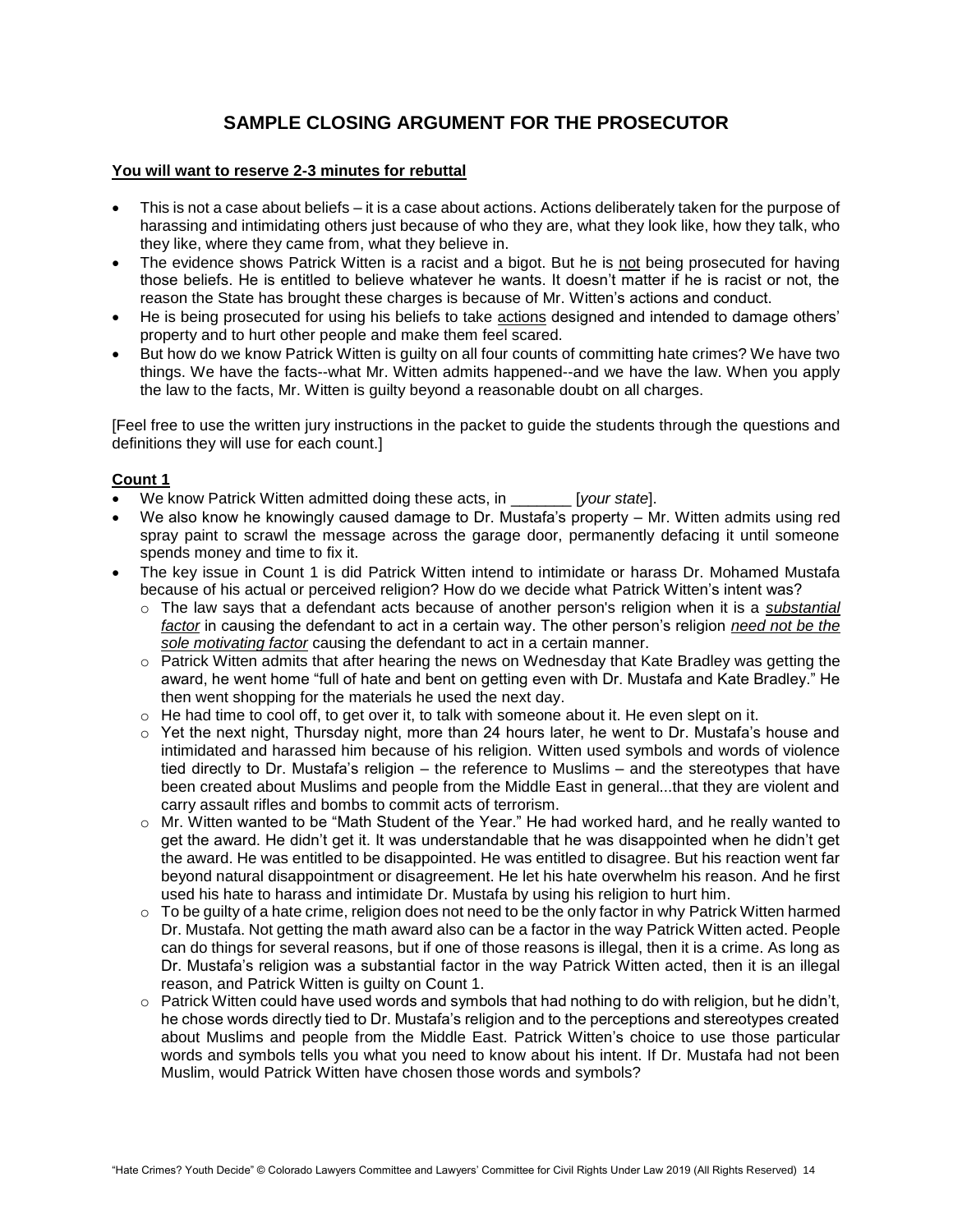# SAMPLE CLOSING ARGUMENT FOR THE PROSECUTOR

**<u>You will want to reserve 2-3 minutes for rebuttal</u>**

- This is not a case about beliefs – it is a case about actions. Actions deliberately taken for the purpose of harassing and intimidating others just because of who they are, what they look like, how they talk, who they like, where they came from, what they believe in.
- The evidence shows Patrick Witten is a racist and a bigot. But he is <u>not</u> being prosecuted for having those beliefs. He is entitled to believe whatever he wants. It doesn't matter if he is racist or not, the reason the State has brought these charges is because of Mr. Witten's actions and conduct.
- He is being prosecuted for using his beliefs to take <u>actions</u> designed and intended to damage others' property and to hurt other people and make them feel scared.
- But how do we know Patrick Witten is guilty on all four counts of committing hate crimes? We have two things. We have the facts--what Mr. Witten admits happened--and we have the law. When you apply the law to the facts, Mr. Witten is guilty beyond a reasonable doubt on all charges.

[Feel free to use the written jury instructions in the packet to guide the students through the questions and definitions they will use for each count.]

**<u>Count 1</u>**

- We know Patrick Witten admitted doing these acts, in _______ [*your state*].
- We also know he knowingly caused damage to Dr. Mustafa's property – Mr. Witten admits using red spray paint to scrawl the message across the garage door, permanently defacing it until someone spends money and time to fix it.
- The key issue in Count 1 is did Patrick Witten intend to intimidate or harass Dr. Mohamed Mustafa because of his actual or perceived religion? How do we decide what Patrick Witten's intent was?
  - The law says that a defendant acts because of another person's religion when it is a ***<u>substantial factor</u>*** in causing the defendant to act in a certain way. The other person's religion ***<u>need not be the sole motivating factor</u>*** causing the defendant to act in a certain manner.
  - Patrick Witten admits that after hearing the news on Wednesday that Kate Bradley was getting the award, he went home "full of hate and bent on getting even with Dr. Mustafa and Kate Bradley." He then went shopping for the materials he used the next day.
  - He had time to cool off, to get over it, to talk with someone about it. He even slept on it.
  - Yet the next night, Thursday night, more than 24 hours later, he went to Dr. Mustafa's house and intimidated and harassed him because of his religion. Witten used symbols and words of violence tied directly to Dr. Mustafa's religion – the reference to Muslims – and the stereotypes that have been created about Muslims and people from the Middle East in general...that they are violent and carry assault rifles and bombs to commit acts of terrorism.
  - Mr. Witten wanted to be "Math Student of the Year." He had worked hard, and he really wanted to get the award. He didn't get it. It was understandable that he was disappointed when he didn't get the award. He was entitled to be disappointed. He was entitled to disagree. But his reaction went far beyond natural disappointment or disagreement. He let his hate overwhelm his reason. And he first used his hate to harass and intimidate Dr. Mustafa by using his religion to hurt him.
  - To be guilty of a hate crime, religion does not need to be the only factor in why Patrick Witten harmed Dr. Mustafa. Not getting the math award also can be a factor in the way Patrick Witten acted. People can do things for several reasons, but if one of those reasons is illegal, then it is a crime. As long as Dr. Mustafa's religion was a substantial factor in the way Patrick Witten acted, then it is an illegal reason, and Patrick Witten is guilty on Count 1.
  - Patrick Witten could have used words and symbols that had nothing to do with religion, but he didn't, he chose words directly tied to Dr. Mustafa's religion and to the perceptions and stereotypes created about Muslims and people from the Middle East. Patrick Witten's choice to use those particular words and symbols tells you what you need to know about his intent. If Dr. Mustafa had not been Muslim, would Patrick Witten have chosen those words and symbols?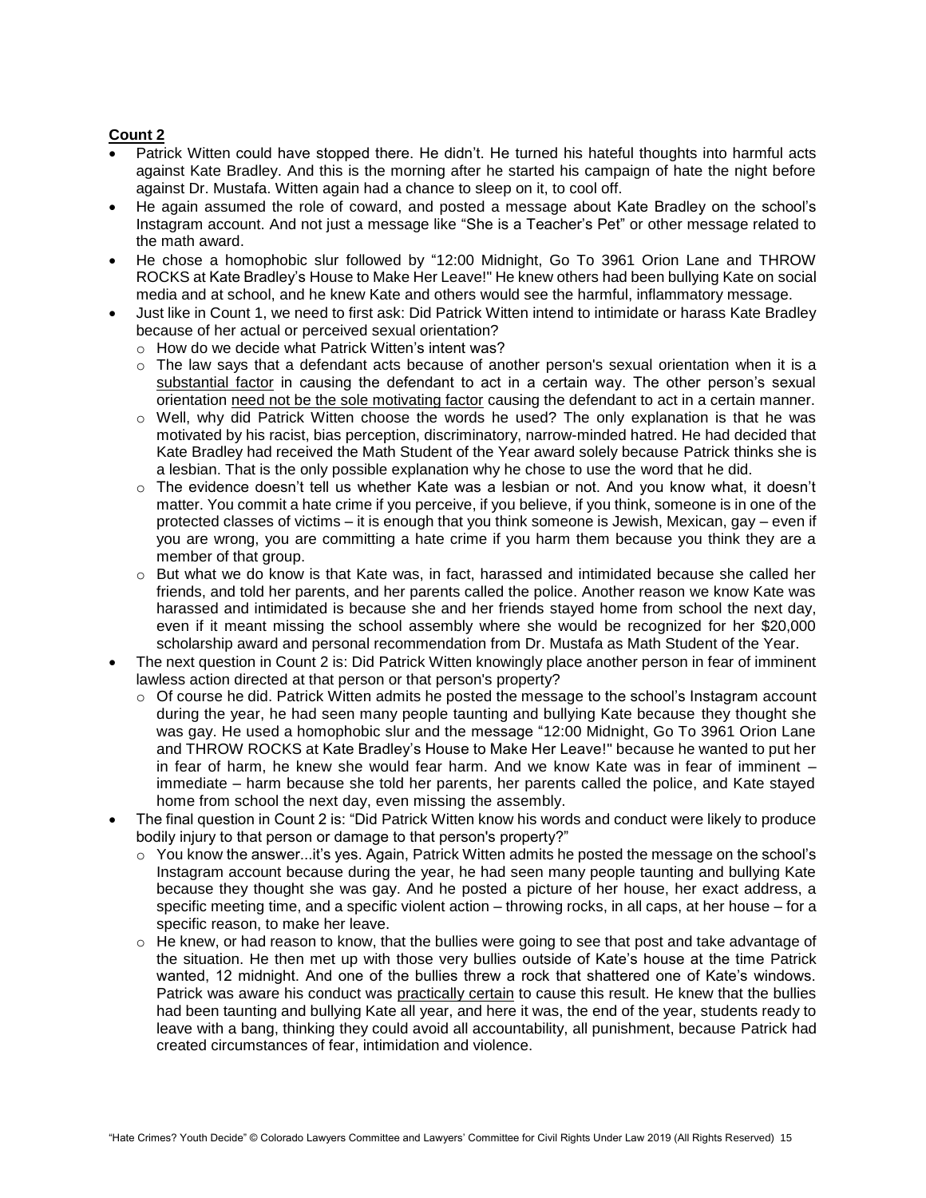**Count 2**

- Patrick Witten could have stopped there. He didn't. He turned his hateful thoughts into harmful acts against Kate Bradley. And this is the morning after he started his campaign of hate the night before against Dr. Mustafa. Witten again had a chance to sleep on it, to cool off.
- He again assumed the role of coward, and posted a message about Kate Bradley on the school's Instagram account. And not just a message like "She is a Teacher's Pet" or other message related to the math award.
- He chose a homophobic slur followed by "12:00 Midnight, Go To 3961 Orion Lane and THROW ROCKS at Kate Bradley's House to Make Her Leave!" He knew others had been bullying Kate on social media and at school, and he knew Kate and others would see the harmful, inflammatory message.
- Just like in Count 1, we need to first ask: Did Patrick Witten intend to intimidate or harass Kate Bradley because of her actual or perceived sexual orientation?
  - How do we decide what Patrick Witten's intent was?
  - The law says that a defendant acts because of another person's sexual orientation when it is a <u>substantial factor</u> in causing the defendant to act in a certain way. The other person's sexual orientation <u>need not be the sole motivating factor</u> causing the defendant to act in a certain manner.
  - Well, why did Patrick Witten choose the words he used? The only explanation is that he was motivated by his racist, bias perception, discriminatory, narrow-minded hatred. He had decided that Kate Bradley had received the Math Student of the Year award solely because Patrick thinks she is a lesbian. That is the only possible explanation why he chose to use the word that he did.
  - The evidence doesn't tell us whether Kate was a lesbian or not. And you know what, it doesn't matter. You commit a hate crime if you perceive, if you believe, if you think, someone is in one of the protected classes of victims – it is enough that you think someone is Jewish, Mexican, gay – even if you are wrong, you are committing a hate crime if you harm them because you think they are a member of that group.
  - But what we do know is that Kate was, in fact, harassed and intimidated because she called her friends, and told her parents, and her parents called the police. Another reason we know Kate was harassed and intimidated is because she and her friends stayed home from school the next day, even if it meant missing the school assembly where she would be recognized for her $20,000 scholarship award and personal recommendation from Dr. Mustafa as Math Student of the Year.
- The next question in Count 2 is: Did Patrick Witten knowingly place another person in fear of imminent lawless action directed at that person or that person's property?
  - Of course he did. Patrick Witten admits he posted the message to the school's Instagram account during the year, he had seen many people taunting and bullying Kate because they thought she was gay. He used a homophobic slur and the message "12:00 Midnight, Go To 3961 Orion Lane and THROW ROCKS at Kate Bradley's House to Make Her Leave!" because he wanted to put her in fear of harm, he knew she would fear harm. And we know Kate was in fear of imminent – immediate – harm because she told her parents, her parents called the police, and Kate stayed home from school the next day, even missing the assembly.
- The final question in Count 2 is: "Did Patrick Witten know his words and conduct were likely to produce bodily injury to that person or damage to that person's property?"
  - You know the answer...it's yes. Again, Patrick Witten admits he posted the message on the school's Instagram account because during the year, he had seen many people taunting and bullying Kate because they thought she was gay. And he posted a picture of her house, her exact address, a specific meeting time, and a specific violent action – throwing rocks, in all caps, at her house – for a specific reason, to make her leave.
  - He knew, or had reason to know, that the bullies were going to see that post and take advantage of the situation. He then met up with those very bullies outside of Kate's house at the time Patrick wanted, 12 midnight. And one of the bullies threw a rock that shattered one of Kate's windows. Patrick was aware his conduct was <u>practically certain</u> to cause this result. He knew that the bullies had been taunting and bullying Kate all year, and here it was, the end of the year, students ready to leave with a bang, thinking they could avoid all accountability, all punishment, because Patrick had created circumstances of fear, intimidation and violence.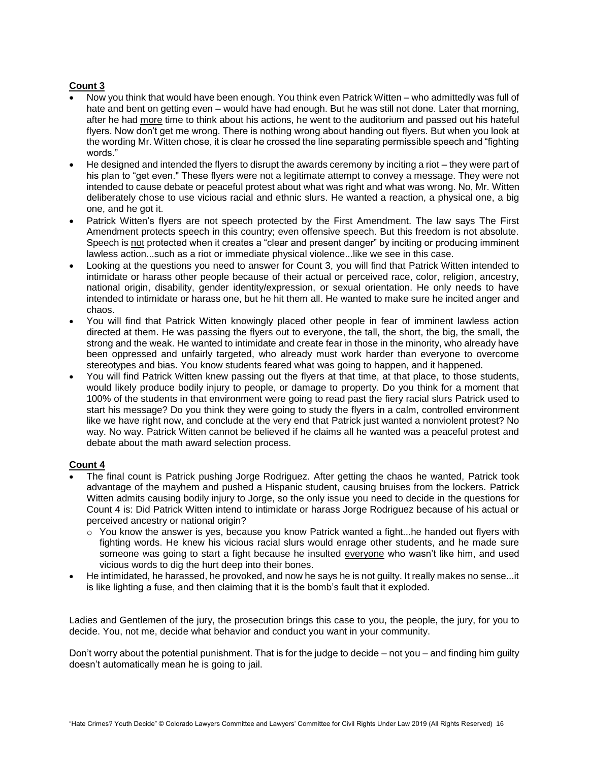**Count 3**

- Now you think that would have been enough. You think even Patrick Witten – who admittedly was full of hate and bent on getting even – would have had enough. But he was still not done. Later that morning, after he had more time to think about his actions, he went to the auditorium and passed out his hateful flyers. Now don't get me wrong. There is nothing wrong about handing out flyers. But when you look at the wording Mr. Witten chose, it is clear he crossed the line separating permissible speech and "fighting words."
- He designed and intended the flyers to disrupt the awards ceremony by inciting a riot – they were part of his plan to "get even." These flyers were not a legitimate attempt to convey a message. They were not intended to cause debate or peaceful protest about what was right and what was wrong. No, Mr. Witten deliberately chose to use vicious racial and ethnic slurs. He wanted a reaction, a physical one, a big one, and he got it.
- Patrick Witten's flyers are not speech protected by the First Amendment. The law says The First Amendment protects speech in this country; even offensive speech. But this freedom is not absolute. Speech is not protected when it creates a "clear and present danger" by inciting or producing imminent lawless action...such as a riot or immediate physical violence...like we see in this case.
- Looking at the questions you need to answer for Count 3, you will find that Patrick Witten intended to intimidate or harass other people because of their actual or perceived race, color, religion, ancestry, national origin, disability, gender identity/expression, or sexual orientation. He only needs to have intended to intimidate or harass one, but he hit them all. He wanted to make sure he incited anger and chaos.
- You will find that Patrick Witten knowingly placed other people in fear of imminent lawless action directed at them. He was passing the flyers out to everyone, the tall, the short, the big, the small, the strong and the weak. He wanted to intimidate and create fear in those in the minority, who already have been oppressed and unfairly targeted, who already must work harder than everyone to overcome stereotypes and bias. You know students feared what was going to happen, and it happened.
- You will find Patrick Witten knew passing out the flyers at that time, at that place, to those students, would likely produce bodily injury to people, or damage to property. Do you think for a moment that 100% of the students in that environment were going to read past the fiery racial slurs Patrick used to start his message? Do you think they were going to study the flyers in a calm, controlled environment like we have right now, and conclude at the very end that Patrick just wanted a nonviolent protest? No way. No way. Patrick Witten cannot be believed if he claims all he wanted was a peaceful protest and debate about the math award selection process.

**Count 4**

- The final count is Patrick pushing Jorge Rodriguez. After getting the chaos he wanted, Patrick took advantage of the mayhem and pushed a Hispanic student, causing bruises from the lockers. Patrick Witten admits causing bodily injury to Jorge, so the only issue you need to decide in the questions for Count 4 is: Did Patrick Witten intend to intimidate or harass Jorge Rodriguez because of his actual or perceived ancestry or national origin?
  - You know the answer is yes, because you know Patrick wanted a fight...he handed out flyers with fighting words. He knew his vicious racial slurs would enrage other students, and he made sure someone was going to start a fight because he insulted everyone who wasn't like him, and used vicious words to dig the hurt deep into their bones.
- He intimidated, he harassed, he provoked, and now he says he is not guilty. It really makes no sense...it is like lighting a fuse, and then claiming that it is the bomb's fault that it exploded.

Ladies and Gentlemen of the jury, the prosecution brings this case to you, the people, the jury, for you to decide. You, not me, decide what behavior and conduct you want in your community.

Don't worry about the potential punishment. That is for the judge to decide – not you – and finding him guilty doesn't automatically mean he is going to jail.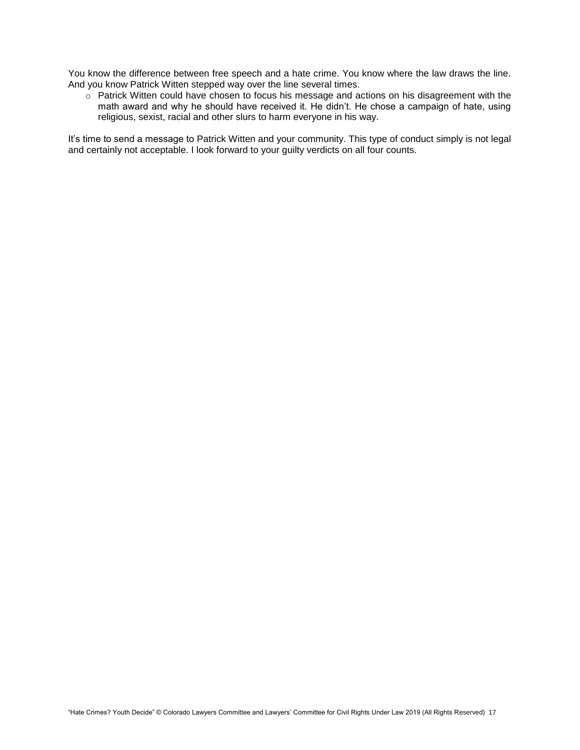You know the difference between free speech and a hate crime. You know where the law draws the line. And you know Patrick Witten stepped way over the line several times.

- Patrick Witten could have chosen to focus his message and actions on his disagreement with the math award and why he should have received it. He didn't. He chose a campaign of hate, using religious, sexist, racial and other slurs to harm everyone in his way.

It's time to send a message to Patrick Witten and your community. This type of conduct simply is not legal and certainly not acceptable. I look forward to your guilty verdicts on all four counts.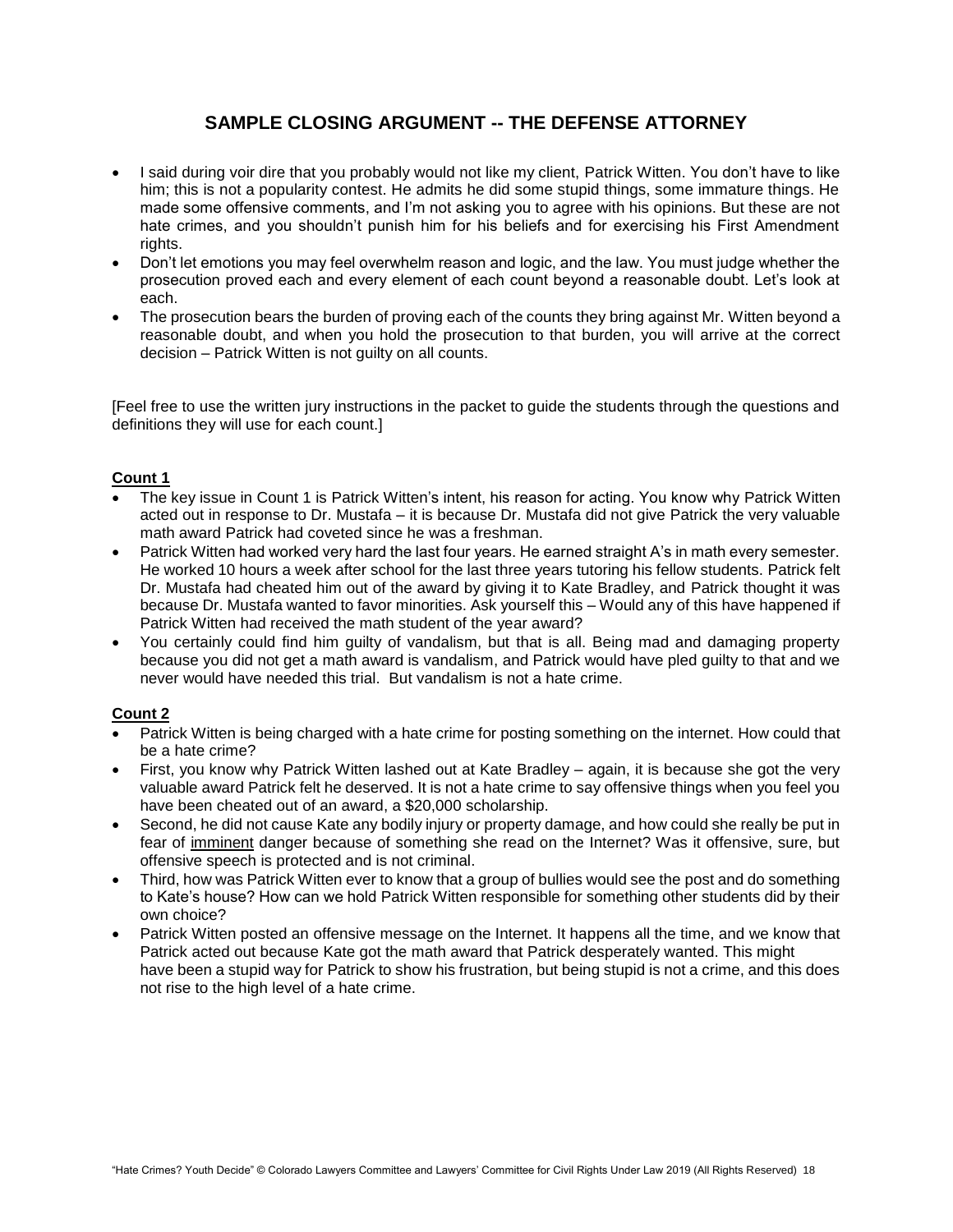## SAMPLE CLOSING ARGUMENT -- THE DEFENSE ATTORNEY

- I said during voir dire that you probably would not like my client, Patrick Witten. You don't have to like him; this is not a popularity contest. He admits he did some stupid things, some immature things. He made some offensive comments, and I'm not asking you to agree with his opinions. But these are not hate crimes, and you shouldn't punish him for his beliefs and for exercising his First Amendment rights.
- Don't let emotions you may feel overwhelm reason and logic, and the law. You must judge whether the prosecution proved each and every element of each count beyond a reasonable doubt. Let's look at each.
- The prosecution bears the burden of proving each of the counts they bring against Mr. Witten beyond a reasonable doubt, and when you hold the prosecution to that burden, you will arrive at the correct decision – Patrick Witten is not guilty on all counts.

[Feel free to use the written jury instructions in the packet to guide the students through the questions and definitions they will use for each count.]

**Count 1**

- The key issue in Count 1 is Patrick Witten's intent, his reason for acting. You know why Patrick Witten acted out in response to Dr. Mustafa – it is because Dr. Mustafa did not give Patrick the very valuable math award Patrick had coveted since he was a freshman.
- Patrick Witten had worked very hard the last four years. He earned straight A's in math every semester. He worked 10 hours a week after school for the last three years tutoring his fellow students. Patrick felt Dr. Mustafa had cheated him out of the award by giving it to Kate Bradley, and Patrick thought it was because Dr. Mustafa wanted to favor minorities. Ask yourself this – Would any of this have happened if Patrick Witten had received the math student of the year award?
- You certainly could find him guilty of vandalism, but that is all. Being mad and damaging property because you did not get a math award is vandalism, and Patrick would have pled guilty to that and we never would have needed this trial. But vandalism is not a hate crime.

**Count 2**

- Patrick Witten is being charged with a hate crime for posting something on the internet. How could that be a hate crime?
- First, you know why Patrick Witten lashed out at Kate Bradley – again, it is because she got the very valuable award Patrick felt he deserved. It is not a hate crime to say offensive things when you feel you have been cheated out of an award, a $20,000 scholarship.
- Second, he did not cause Kate any bodily injury or property damage, and how could she really be put in fear of imminent danger because of something she read on the Internet? Was it offensive, sure, but offensive speech is protected and is not criminal.
- Third, how was Patrick Witten ever to know that a group of bullies would see the post and do something to Kate's house? How can we hold Patrick Witten responsible for something other students did by their own choice?
- Patrick Witten posted an offensive message on the Internet. It happens all the time, and we know that Patrick acted out because Kate got the math award that Patrick desperately wanted. This might have been a stupid way for Patrick to show his frustration, but being stupid is not a crime, and this does not rise to the high level of a hate crime.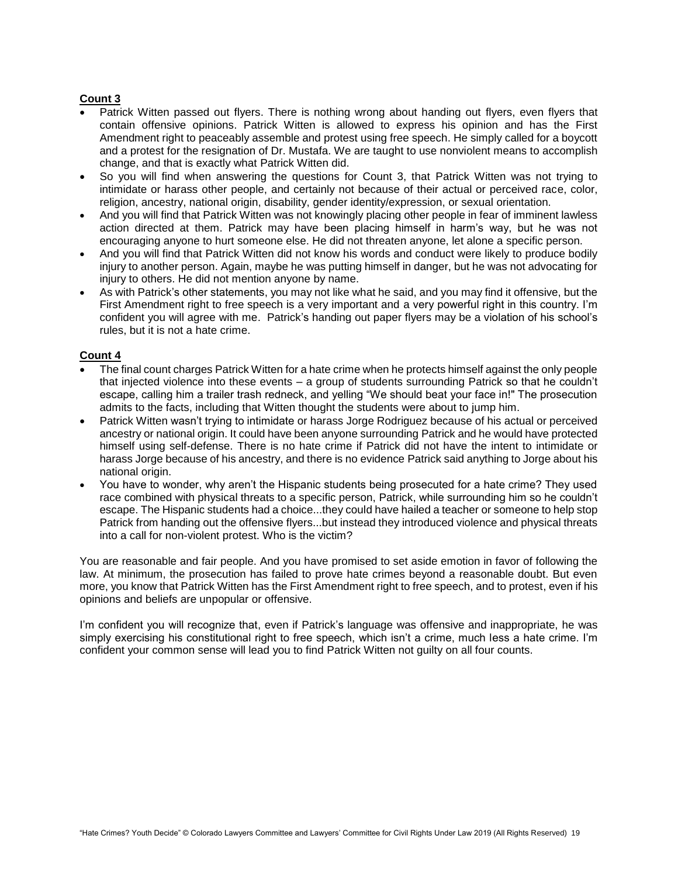**Count 3**

- Patrick Witten passed out flyers. There is nothing wrong about handing out flyers, even flyers that contain offensive opinions. Patrick Witten is allowed to express his opinion and has the First Amendment right to peaceably assemble and protest using free speech. He simply called for a boycott and a protest for the resignation of Dr. Mustafa. We are taught to use nonviolent means to accomplish change, and that is exactly what Patrick Witten did.
- So you will find when answering the questions for Count 3, that Patrick Witten was not trying to intimidate or harass other people, and certainly not because of their actual or perceived race, color, religion, ancestry, national origin, disability, gender identity/expression, or sexual orientation.
- And you will find that Patrick Witten was not knowingly placing other people in fear of imminent lawless action directed at them. Patrick may have been placing himself in harm's way, but he was not encouraging anyone to hurt someone else. He did not threaten anyone, let alone a specific person.
- And you will find that Patrick Witten did not know his words and conduct were likely to produce bodily injury to another person. Again, maybe he was putting himself in danger, but he was not advocating for injury to others. He did not mention anyone by name.
- As with Patrick's other statements, you may not like what he said, and you may find it offensive, but the First Amendment right to free speech is a very important and a very powerful right in this country. I'm confident you will agree with me. Patrick's handing out paper flyers may be a violation of his school's rules, but it is not a hate crime.

**Count 4**

- The final count charges Patrick Witten for a hate crime when he protects himself against the only people that injected violence into these events – a group of students surrounding Patrick so that he couldn't escape, calling him a trailer trash redneck, and yelling "We should beat your face in!" The prosecution admits to the facts, including that Witten thought the students were about to jump him.
- Patrick Witten wasn't trying to intimidate or harass Jorge Rodriguez because of his actual or perceived ancestry or national origin. It could have been anyone surrounding Patrick and he would have protected himself using self-defense. There is no hate crime if Patrick did not have the intent to intimidate or harass Jorge because of his ancestry, and there is no evidence Patrick said anything to Jorge about his national origin.
- You have to wonder, why aren't the Hispanic students being prosecuted for a hate crime? They used race combined with physical threats to a specific person, Patrick, while surrounding him so he couldn't escape. The Hispanic students had a choice...they could have hailed a teacher or someone to help stop Patrick from handing out the offensive flyers...but instead they introduced violence and physical threats into a call for non-violent protest. Who is the victim?

You are reasonable and fair people. And you have promised to set aside emotion in favor of following the law. At minimum, the prosecution has failed to prove hate crimes beyond a reasonable doubt. But even more, you know that Patrick Witten has the First Amendment right to free speech, and to protest, even if his opinions and beliefs are unpopular or offensive.

I'm confident you will recognize that, even if Patrick's language was offensive and inappropriate, he was simply exercising his constitutional right to free speech, which isn't a crime, much less a hate crime. I'm confident your common sense will lead you to find Patrick Witten not guilty on all four counts.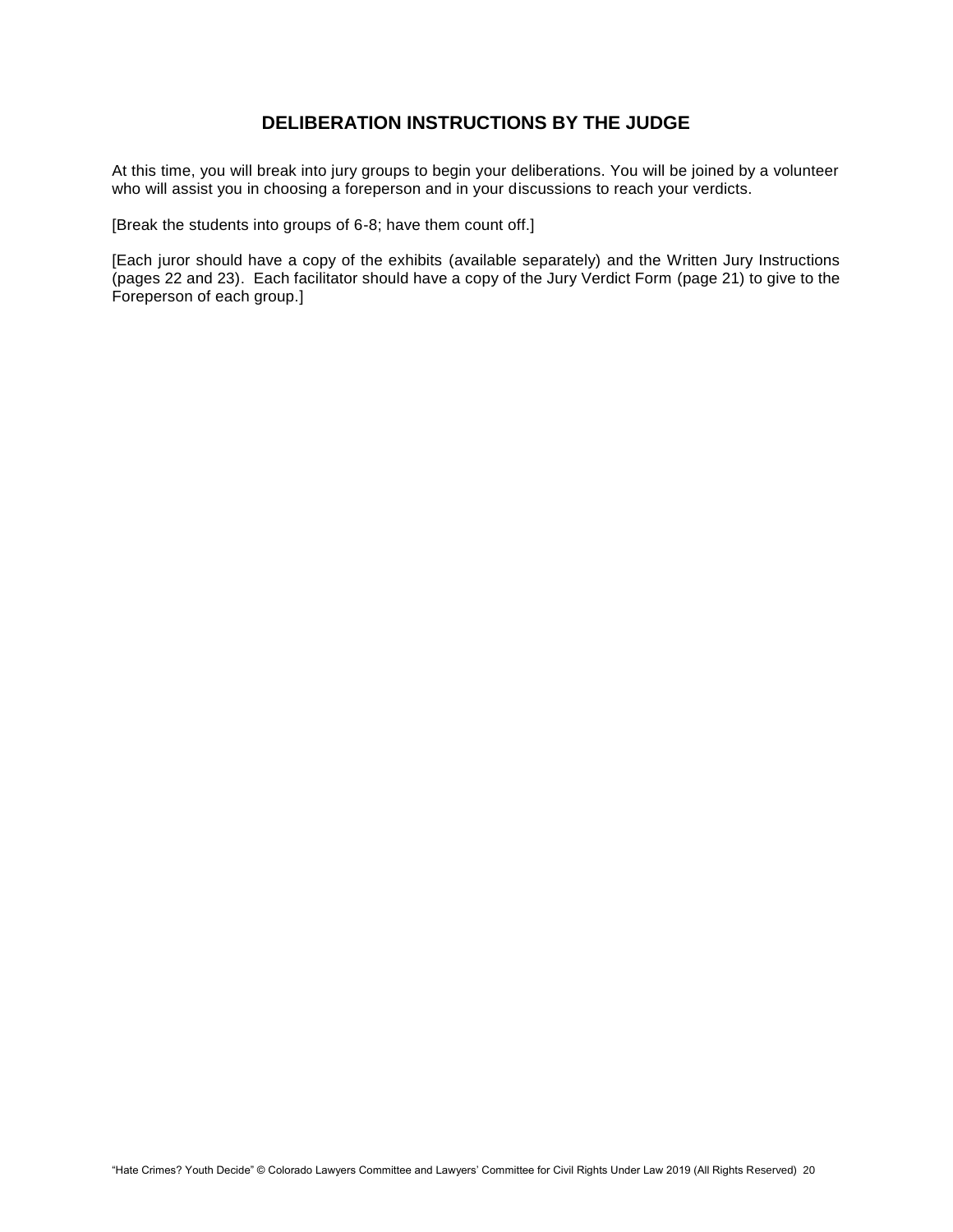## DELIBERATION INSTRUCTIONS BY THE JUDGE

At this time, you will break into jury groups to begin your deliberations. You will be joined by a volunteer who will assist you in choosing a foreperson and in your discussions to reach your verdicts.

[Break the students into groups of 6-8; have them count off.]

[Each juror should have a copy of the exhibits (available separately) and the Written Jury Instructions (pages 22 and 23). Each facilitator should have a copy of the Jury Verdict Form (page 21) to give to the Foreperson of each group.]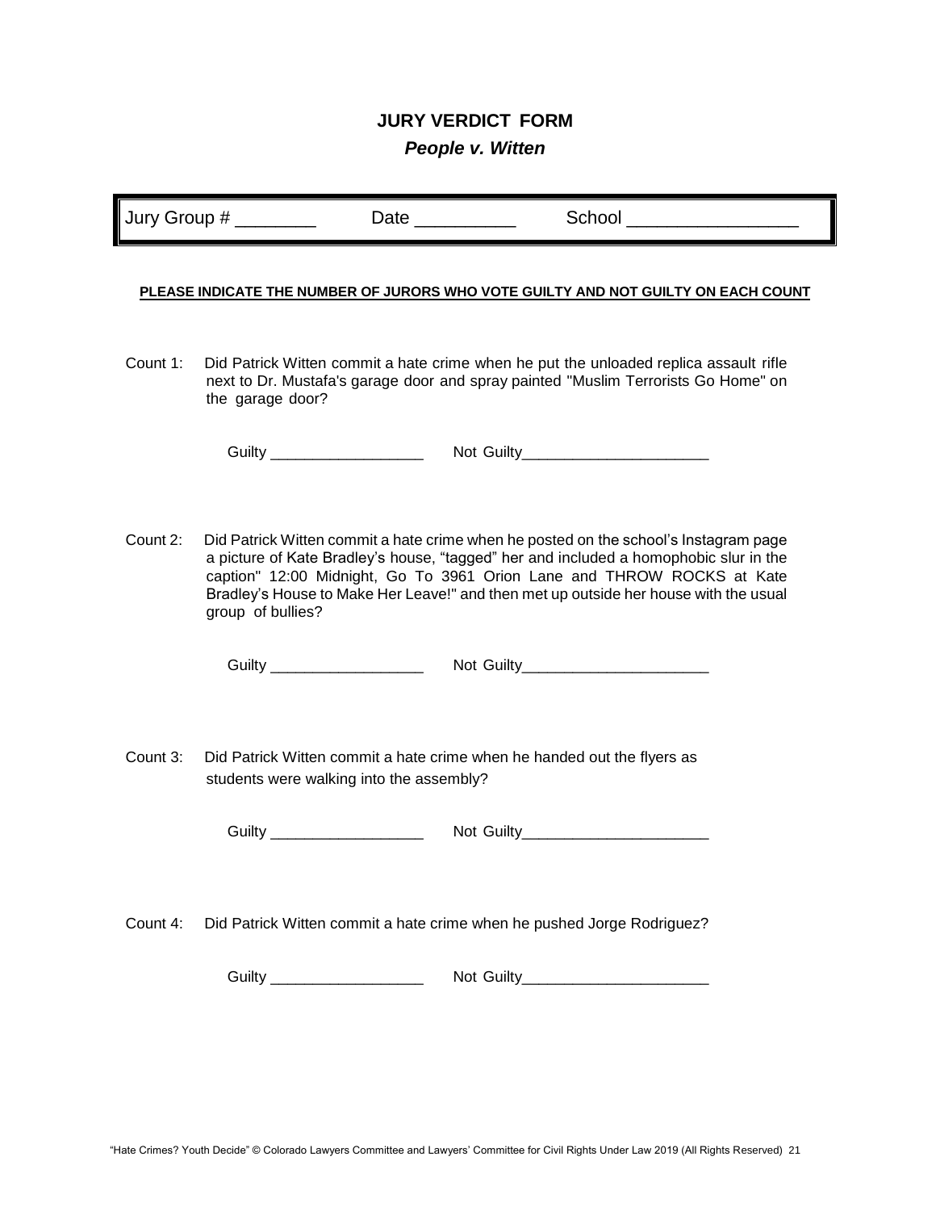# JURY VERDICT FORM

## *People v. Witten*

Jury Group # ________ Date __________ School _________________

**PLEASE INDICATE THE NUMBER OF JURORS WHO VOTE GUILTY AND NOT GUILTY ON EACH COUNT**

Count 1: Did Patrick Witten commit a hate crime when he put the unloaded replica assault rifle next to Dr. Mustafa's garage door and spray painted "Muslim Terrorists Go Home" on the garage door?

Guilty __________________ Not Guilty______________________

Count 2: Did Patrick Witten commit a hate crime when he posted on the school's Instagram page a picture of Kate Bradley's house, "tagged" her and included a homophobic slur in the caption" 12:00 Midnight, Go To 3961 Orion Lane and THROW ROCKS at Kate Bradley's House to Make Her Leave!" and then met up outside her house with the usual group of bullies?

Guilty __________________ Not Guilty______________________

Count 3: Did Patrick Witten commit a hate crime when he handed out the flyers as students were walking into the assembly?

Guilty __________________ Not Guilty______________________

Count 4: Did Patrick Witten commit a hate crime when he pushed Jorge Rodriguez?

Guilty __________________ Not Guilty______________________

"Hate Crimes? Youth Decide" © Colorado Lawyers Committee and Lawyers' Committee for Civil Rights Under Law 2019 (All Rights Reserved)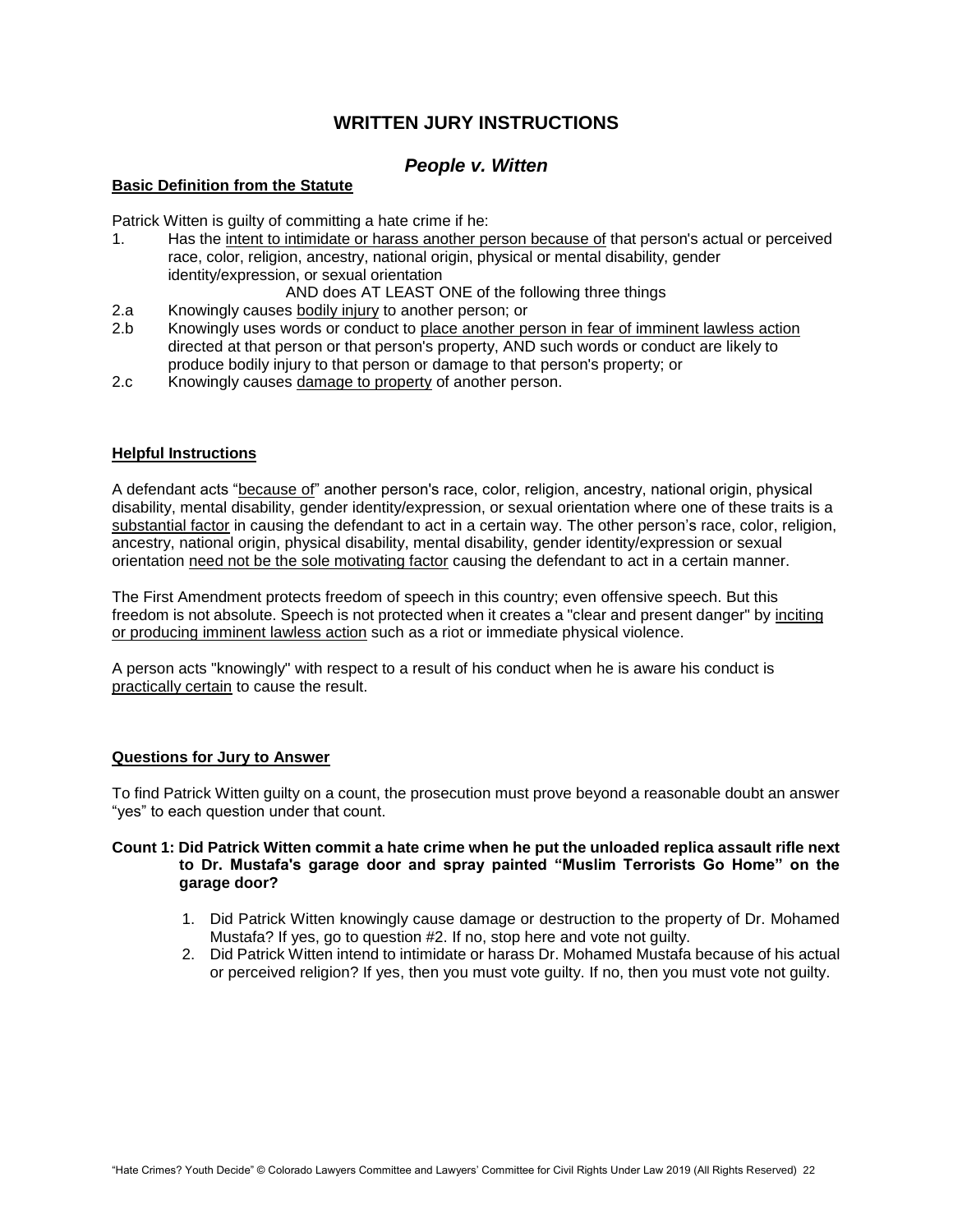## WRITTEN JURY INSTRUCTIONS

### *People v. Witten*

**Basic Definition from the Statute**

Patrick Witten is guilty of committing a hate crime if he:

1. Has the intent to intimidate or harass another person because of that person's actual or perceived race, color, religion, ancestry, national origin, physical or mental disability, gender identity/expression, or sexual orientation

   AND does AT LEAST ONE of the following three things

2.a Knowingly causes bodily injury to another person; or

2.b Knowingly uses words or conduct to place another person in fear of imminent lawless action directed at that person or that person's property, AND such words or conduct are likely to produce bodily injury to that person or damage to that person's property; or

2.c Knowingly causes damage to property of another person.

**Helpful Instructions**

A defendant acts "because of" another person's race, color, religion, ancestry, national origin, physical disability, mental disability, gender identity/expression, or sexual orientation where one of these traits is a substantial factor in causing the defendant to act in a certain way. The other person's race, color, religion, ancestry, national origin, physical disability, mental disability, gender identity/expression or sexual orientation need not be the sole motivating factor causing the defendant to act in a certain manner.

The First Amendment protects freedom of speech in this country; even offensive speech. But this freedom is not absolute. Speech is not protected when it creates a "clear and present danger" by inciting or producing imminent lawless action such as a riot or immediate physical violence.

A person acts "knowingly" with respect to a result of his conduct when he is aware his conduct is practically certain to cause the result.

**Questions for Jury to Answer**

To find Patrick Witten guilty on a count, the prosecution must prove beyond a reasonable doubt an answer "yes" to each question under that count.

**Count 1: Did Patrick Witten commit a hate crime when he put the unloaded replica assault rifle next to Dr. Mustafa's garage door and spray painted "Muslim Terrorists Go Home" on the garage door?**

1. Did Patrick Witten knowingly cause damage or destruction to the property of Dr. Mohamed Mustafa? If yes, go to question #2. If no, stop here and vote not guilty.
2. Did Patrick Witten intend to intimidate or harass Dr. Mohamed Mustafa because of his actual or perceived religion? If yes, then you must vote guilty. If no, then you must vote not guilty.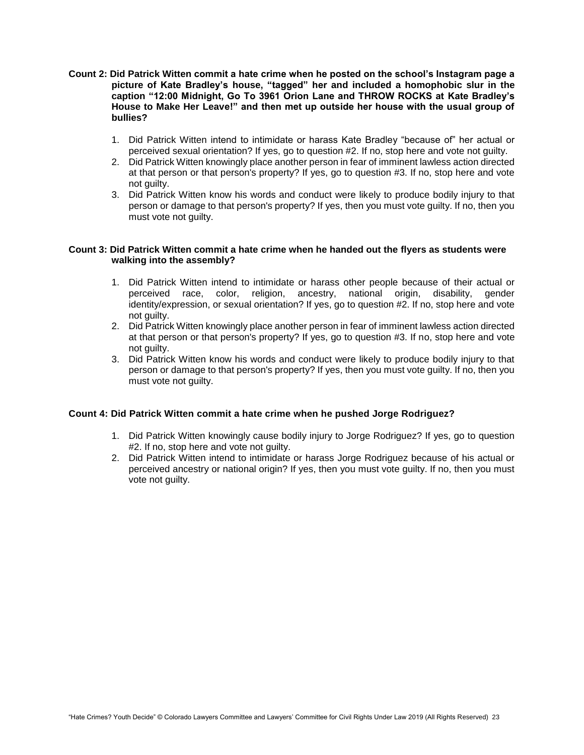**Count 2: Did Patrick Witten commit a hate crime when he posted on the school's Instagram page a picture of Kate Bradley's house, "tagged" her and included a homophobic slur in the caption "12:00 Midnight, Go To 3961 Orion Lane and THROW ROCKS at Kate Bradley's House to Make Her Leave!" and then met up outside her house with the usual group of bullies?**

1. Did Patrick Witten intend to intimidate or harass Kate Bradley "because of" her actual or perceived sexual orientation? If yes, go to question #2. If no, stop here and vote not guilty.
2. Did Patrick Witten knowingly place another person in fear of imminent lawless action directed at that person or that person's property? If yes, go to question #3. If no, stop here and vote not guilty.
3. Did Patrick Witten know his words and conduct were likely to produce bodily injury to that person or damage to that person's property? If yes, then you must vote guilty. If no, then you must vote not guilty.

**Count 3: Did Patrick Witten commit a hate crime when he handed out the flyers as students were walking into the assembly?**

1. Did Patrick Witten intend to intimidate or harass other people because of their actual or perceived race, color, religion, ancestry, national origin, disability, gender identity/expression, or sexual orientation? If yes, go to question #2. If no, stop here and vote not guilty.
2. Did Patrick Witten knowingly place another person in fear of imminent lawless action directed at that person or that person's property? If yes, go to question #3. If no, stop here and vote not guilty.
3. Did Patrick Witten know his words and conduct were likely to produce bodily injury to that person or damage to that person's property? If yes, then you must vote guilty. If no, then you must vote not guilty.

**Count 4: Did Patrick Witten commit a hate crime when he pushed Jorge Rodriguez?**

1. Did Patrick Witten knowingly cause bodily injury to Jorge Rodriguez? If yes, go to question #2. If no, stop here and vote not guilty.
2. Did Patrick Witten intend to intimidate or harass Jorge Rodriguez because of his actual or perceived ancestry or national origin? If yes, then you must vote guilty. If no, then you must vote not guilty.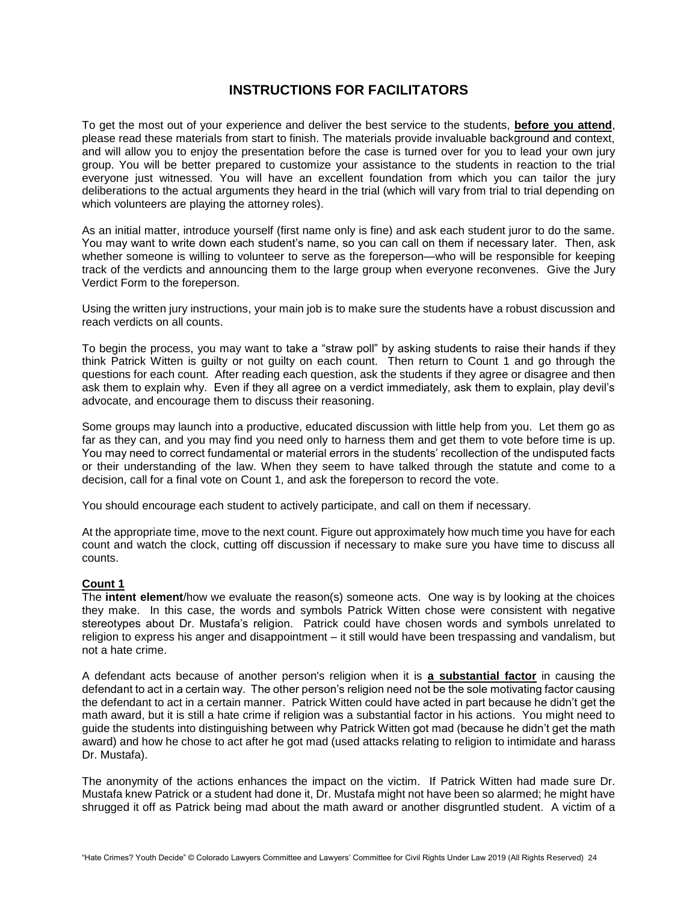## INSTRUCTIONS FOR FACILITATORS

To get the most out of your experience and deliver the best service to the students, **before you attend**, please read these materials from start to finish. The materials provide invaluable background and context, and will allow you to enjoy the presentation before the case is turned over for you to lead your own jury group. You will be better prepared to customize your assistance to the students in reaction to the trial everyone just witnessed. You will have an excellent foundation from which you can tailor the jury deliberations to the actual arguments they heard in the trial (which will vary from trial to trial depending on which volunteers are playing the attorney roles).

As an initial matter, introduce yourself (first name only is fine) and ask each student juror to do the same. You may want to write down each student's name, so you can call on them if necessary later. Then, ask whether someone is willing to volunteer to serve as the foreperson—who will be responsible for keeping track of the verdicts and announcing them to the large group when everyone reconvenes. Give the Jury Verdict Form to the foreperson.

Using the written jury instructions, your main job is to make sure the students have a robust discussion and reach verdicts on all counts.

To begin the process, you may want to take a "straw poll" by asking students to raise their hands if they think Patrick Witten is guilty or not guilty on each count. Then return to Count 1 and go through the questions for each count. After reading each question, ask the students if they agree or disagree and then ask them to explain why. Even if they all agree on a verdict immediately, ask them to explain, play devil's advocate, and encourage them to discuss their reasoning.

Some groups may launch into a productive, educated discussion with little help from you. Let them go as far as they can, and you may find you need only to harness them and get them to vote before time is up. You may need to correct fundamental or material errors in the students' recollection of the undisputed facts or their understanding of the law. When they seem to have talked through the statute and come to a decision, call for a final vote on Count 1, and ask the foreperson to record the vote.

You should encourage each student to actively participate, and call on them if necessary.

At the appropriate time, move to the next count. Figure out approximately how much time you have for each count and watch the clock, cutting off discussion if necessary to make sure you have time to discuss all counts.

**Count 1**

The **intent element**/how we evaluate the reason(s) someone acts. One way is by looking at the choices they make. In this case, the words and symbols Patrick Witten chose were consistent with negative stereotypes about Dr. Mustafa's religion. Patrick could have chosen words and symbols unrelated to religion to express his anger and disappointment – it still would have been trespassing and vandalism, but not a hate crime.

A defendant acts because of another person's religion when it is **a substantial factor** in causing the defendant to act in a certain way. The other person's religion need not be the sole motivating factor causing the defendant to act in a certain manner. Patrick Witten could have acted in part because he didn't get the math award, but it is still a hate crime if religion was a substantial factor in his actions. You might need to guide the students into distinguishing between why Patrick Witten got mad (because he didn't get the math award) and how he chose to act after he got mad (used attacks relating to religion to intimidate and harass Dr. Mustafa).

The anonymity of the actions enhances the impact on the victim. If Patrick Witten had made sure Dr. Mustafa knew Patrick or a student had done it, Dr. Mustafa might not have been so alarmed; he might have shrugged it off as Patrick being mad about the math award or another disgruntled student. A victim of a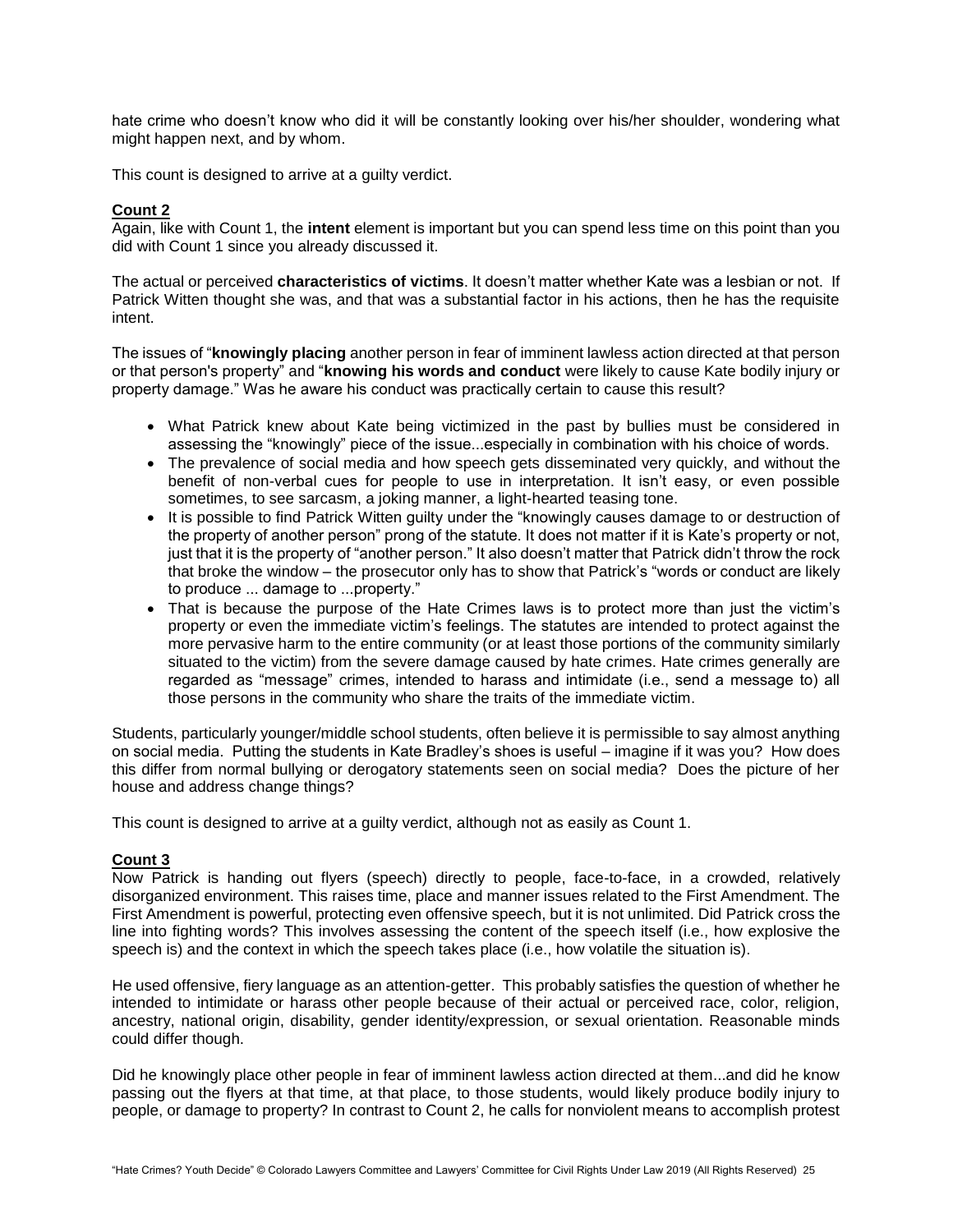hate crime who doesn't know who did it will be constantly looking over his/her shoulder, wondering what might happen next, and by whom.

This count is designed to arrive at a guilty verdict.

**Count 2**

Again, like with Count 1, the **intent** element is important but you can spend less time on this point than you did with Count 1 since you already discussed it.

The actual or perceived **characteristics of victims**. It doesn't matter whether Kate was a lesbian or not. If Patrick Witten thought she was, and that was a substantial factor in his actions, then he has the requisite intent.

The issues of "**knowingly placing** another person in fear of imminent lawless action directed at that person or that person's property" and "**knowing his words and conduct** were likely to cause Kate bodily injury or property damage." Was he aware his conduct was practically certain to cause this result?

- What Patrick knew about Kate being victimized in the past by bullies must be considered in assessing the "knowingly" piece of the issue...especially in combination with his choice of words.
- The prevalence of social media and how speech gets disseminated very quickly, and without the benefit of non-verbal cues for people to use in interpretation. It isn't easy, or even possible sometimes, to see sarcasm, a joking manner, a light-hearted teasing tone.
- It is possible to find Patrick Witten guilty under the "knowingly causes damage to or destruction of the property of another person" prong of the statute. It does not matter if it is Kate's property or not, just that it is the property of "another person." It also doesn't matter that Patrick didn't throw the rock that broke the window – the prosecutor only has to show that Patrick's "words or conduct are likely to produce ... damage to ...property."
- That is because the purpose of the Hate Crimes laws is to protect more than just the victim's property or even the immediate victim's feelings. The statutes are intended to protect against the more pervasive harm to the entire community (or at least those portions of the community similarly situated to the victim) from the severe damage caused by hate crimes. Hate crimes generally are regarded as "message" crimes, intended to harass and intimidate (i.e., send a message to) all those persons in the community who share the traits of the immediate victim.

Students, particularly younger/middle school students, often believe it is permissible to say almost anything on social media. Putting the students in Kate Bradley's shoes is useful – imagine if it was you? How does this differ from normal bullying or derogatory statements seen on social media? Does the picture of her house and address change things?

This count is designed to arrive at a guilty verdict, although not as easily as Count 1.

**Count 3**

Now Patrick is handing out flyers (speech) directly to people, face-to-face, in a crowded, relatively disorganized environment. This raises time, place and manner issues related to the First Amendment. The First Amendment is powerful, protecting even offensive speech, but it is not unlimited. Did Patrick cross the line into fighting words? This involves assessing the content of the speech itself (i.e., how explosive the speech is) and the context in which the speech takes place (i.e., how volatile the situation is).

He used offensive, fiery language as an attention-getter. This probably satisfies the question of whether he intended to intimidate or harass other people because of their actual or perceived race, color, religion, ancestry, national origin, disability, gender identity/expression, or sexual orientation. Reasonable minds could differ though.

Did he knowingly place other people in fear of imminent lawless action directed at them...and did he know passing out the flyers at that time, at that place, to those students, would likely produce bodily injury to people, or damage to property? In contrast to Count 2, he calls for nonviolent means to accomplish protest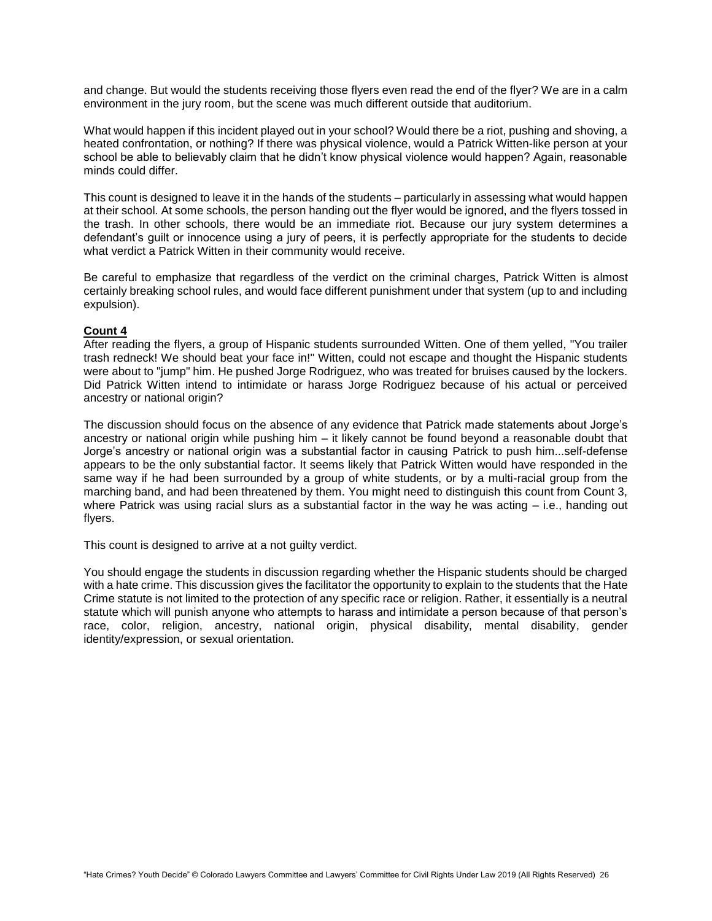and change. But would the students receiving those flyers even read the end of the flyer? We are in a calm environment in the jury room, but the scene was much different outside that auditorium.

What would happen if this incident played out in your school? Would there be a riot, pushing and shoving, a heated confrontation, or nothing? If there was physical violence, would a Patrick Witten-like person at your school be able to believably claim that he didn't know physical violence would happen? Again, reasonable minds could differ.

This count is designed to leave it in the hands of the students – particularly in assessing what would happen at their school. At some schools, the person handing out the flyer would be ignored, and the flyers tossed in the trash. In other schools, there would be an immediate riot. Because our jury system determines a defendant's guilt or innocence using a jury of peers, it is perfectly appropriate for the students to decide what verdict a Patrick Witten in their community would receive.

Be careful to emphasize that regardless of the verdict on the criminal charges, Patrick Witten is almost certainly breaking school rules, and would face different punishment under that system (up to and including expulsion).

**Count 4**

After reading the flyers, a group of Hispanic students surrounded Witten. One of them yelled, "You trailer trash redneck! We should beat your face in!" Witten, could not escape and thought the Hispanic students were about to "jump" him. He pushed Jorge Rodriguez, who was treated for bruises caused by the lockers. Did Patrick Witten intend to intimidate or harass Jorge Rodriguez because of his actual or perceived ancestry or national origin?

The discussion should focus on the absence of any evidence that Patrick made statements about Jorge's ancestry or national origin while pushing him – it likely cannot be found beyond a reasonable doubt that Jorge's ancestry or national origin was a substantial factor in causing Patrick to push him...self-defense appears to be the only substantial factor. It seems likely that Patrick Witten would have responded in the same way if he had been surrounded by a group of white students, or by a multi-racial group from the marching band, and had been threatened by them. You might need to distinguish this count from Count 3, where Patrick was using racial slurs as a substantial factor in the way he was acting – i.e., handing out flyers.

This count is designed to arrive at a not guilty verdict.

You should engage the students in discussion regarding whether the Hispanic students should be charged with a hate crime. This discussion gives the facilitator the opportunity to explain to the students that the Hate Crime statute is not limited to the protection of any specific race or religion. Rather, it essentially is a neutral statute which will punish anyone who attempts to harass and intimidate a person because of that person's race, color, religion, ancestry, national origin, physical disability, mental disability, gender identity/expression, or sexual orientation.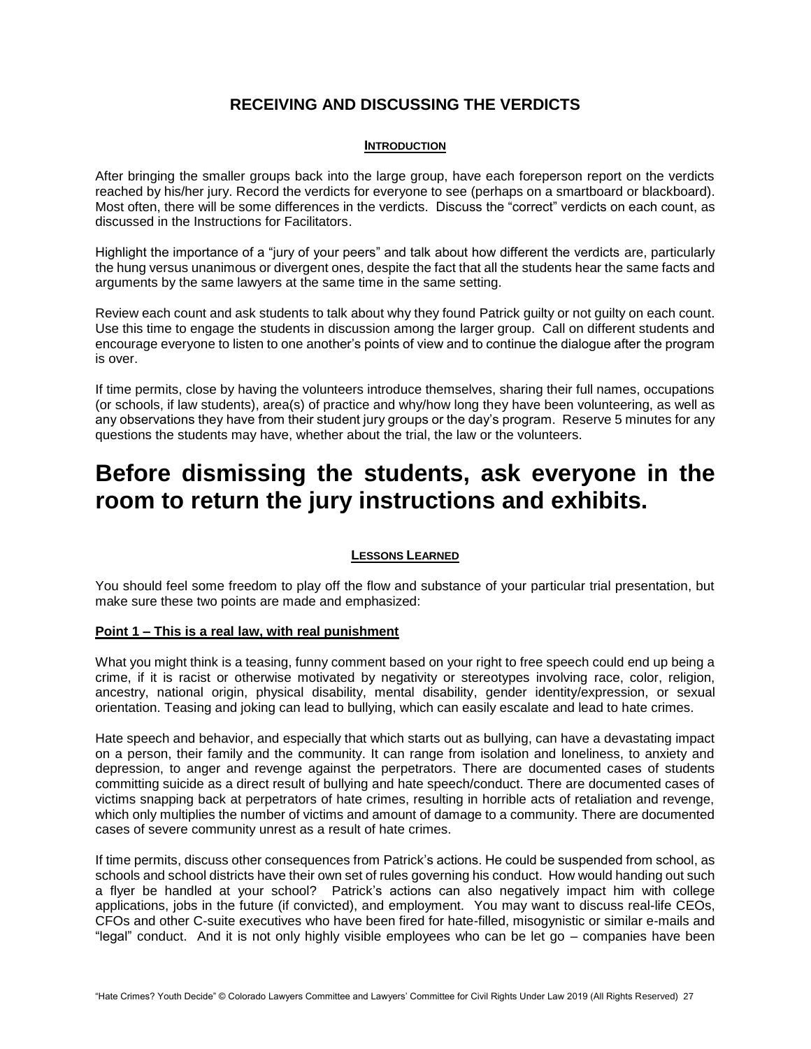## RECEIVING AND DISCUSSING THE VERDICTS

### INTRODUCTION

After bringing the smaller groups back into the large group, have each foreperson report on the verdicts reached by his/her jury. Record the verdicts for everyone to see (perhaps on a smartboard or blackboard). Most often, there will be some differences in the verdicts. Discuss the "correct" verdicts on each count, as discussed in the Instructions for Facilitators.

Highlight the importance of a "jury of your peers" and talk about how different the verdicts are, particularly the hung versus unanimous or divergent ones, despite the fact that all the students hear the same facts and arguments by the same lawyers at the same time in the same setting.

Review each count and ask students to talk about why they found Patrick guilty or not guilty on each count. Use this time to engage the students in discussion among the larger group. Call on different students and encourage everyone to listen to one another's points of view and to continue the dialogue after the program is over.

If time permits, close by having the volunteers introduce themselves, sharing their full names, occupations (or schools, if law students), area(s) of practice and why/how long they have been volunteering, as well as any observations they have from their student jury groups or the day's program. Reserve 5 minutes for any questions the students may have, whether about the trial, the law or the volunteers.

# Before dismissing the students, ask everyone in the room to return the jury instructions and exhibits.

### LESSONS LEARNED

You should feel some freedom to play off the flow and substance of your particular trial presentation, but make sure these two points are made and emphasized:

**Point 1 – This is a real law, with real punishment**

What you might think is a teasing, funny comment based on your right to free speech could end up being a crime, if it is racist or otherwise motivated by negativity or stereotypes involving race, color, religion, ancestry, national origin, physical disability, mental disability, gender identity/expression, or sexual orientation. Teasing and joking can lead to bullying, which can easily escalate and lead to hate crimes.

Hate speech and behavior, and especially that which starts out as bullying, can have a devastating impact on a person, their family and the community. It can range from isolation and loneliness, to anxiety and depression, to anger and revenge against the perpetrators. There are documented cases of students committing suicide as a direct result of bullying and hate speech/conduct. There are documented cases of victims snapping back at perpetrators of hate crimes, resulting in horrible acts of retaliation and revenge, which only multiplies the number of victims and amount of damage to a community. There are documented cases of severe community unrest as a result of hate crimes.

If time permits, discuss other consequences from Patrick's actions. He could be suspended from school, as schools and school districts have their own set of rules governing his conduct. How would handing out such a flyer be handled at your school? Patrick's actions can also negatively impact him with college applications, jobs in the future (if convicted), and employment. You may want to discuss real-life CEOs, CFOs and other C-suite executives who have been fired for hate-filled, misogynistic or similar e-mails and "legal" conduct. And it is not only highly visible employees who can be let go – companies have been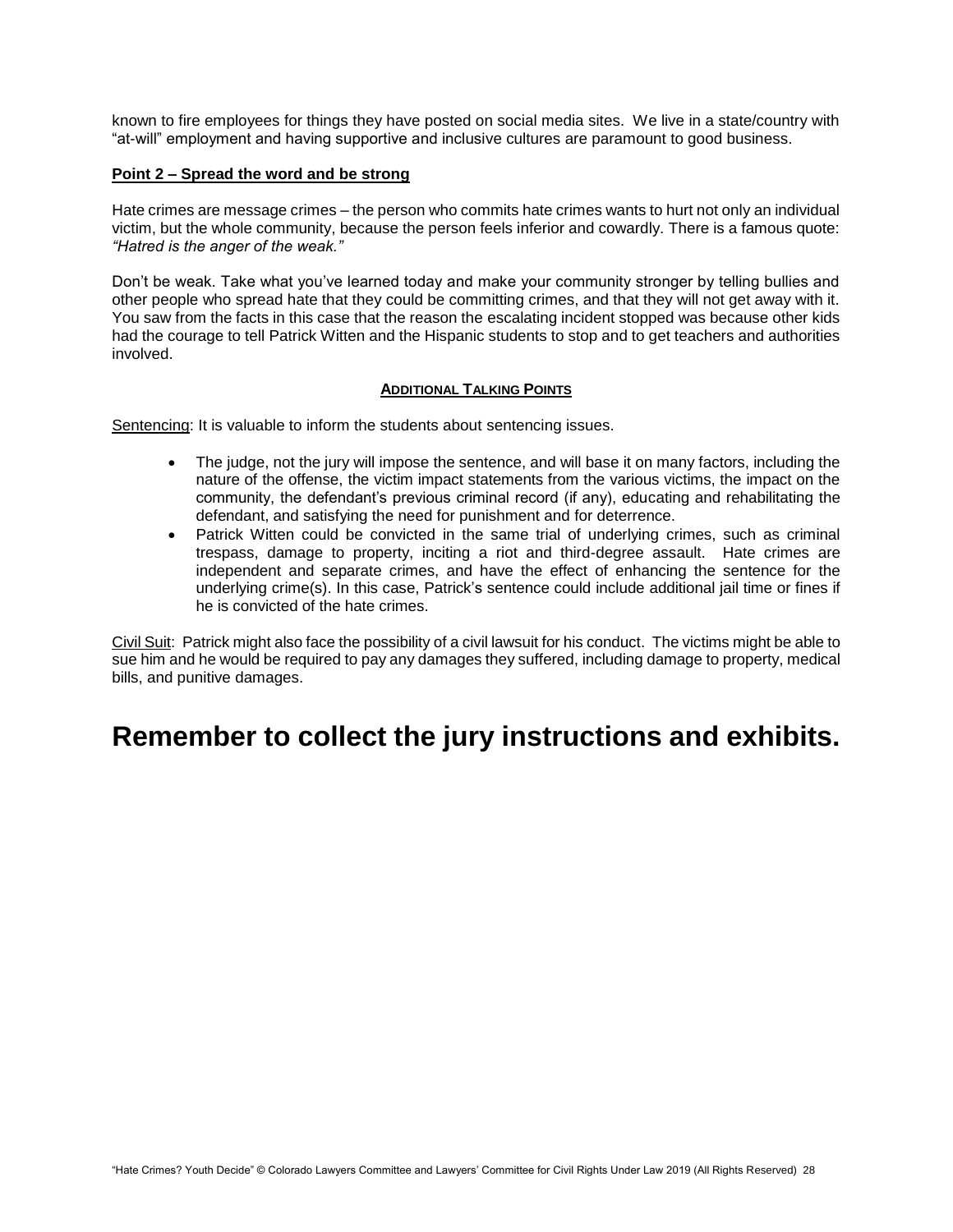known to fire employees for things they have posted on social media sites. We live in a state/country with "at-will" employment and having supportive and inclusive cultures are paramount to good business.

**<u>Point 2 – Spread the word and be strong</u>**

Hate crimes are message crimes – the person who commits hate crimes wants to hurt not only an individual victim, but the whole community, because the person feels inferior and cowardly. There is a famous quote: *"Hatred is the anger of the weak."*

Don't be weak. Take what you've learned today and make your community stronger by telling bullies and other people who spread hate that they could be committing crimes, and that they will not get away with it. You saw from the facts in this case that the reason the escalating incident stopped was because other kids had the courage to tell Patrick Witten and the Hispanic students to stop and to get teachers and authorities involved.

**<u>ADDITIONAL TALKING POINTS</u>**

<u>Sentencing</u>: It is valuable to inform the students about sentencing issues.

- The judge, not the jury will impose the sentence, and will base it on many factors, including the nature of the offense, the victim impact statements from the various victims, the impact on the community, the defendant's previous criminal record (if any), educating and rehabilitating the defendant, and satisfying the need for punishment and for deterrence.
- Patrick Witten could be convicted in the same trial of underlying crimes, such as criminal trespass, damage to property, inciting a riot and third-degree assault. Hate crimes are independent and separate crimes, and have the effect of enhancing the sentence for the underlying crime(s). In this case, Patrick's sentence could include additional jail time or fines if he is convicted of the hate crimes.

<u>Civil Suit</u>: Patrick might also face the possibility of a civil lawsuit for his conduct. The victims might be able to sue him and he would be required to pay any damages they suffered, including damage to property, medical bills, and punitive damages.

# Remember to collect the jury instructions and exhibits.